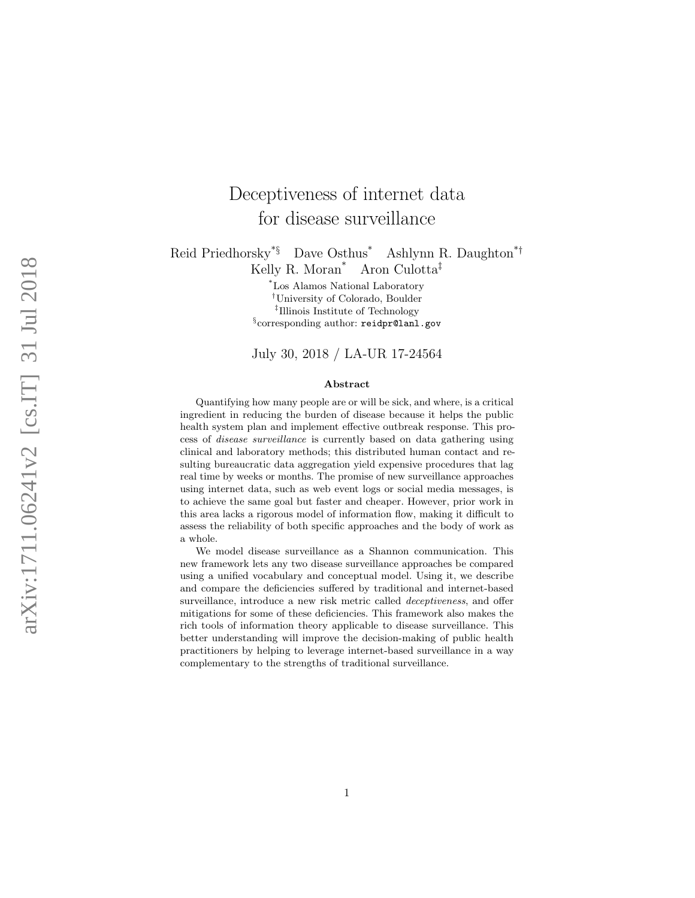# Deceptiveness of internet data for disease surveillance

Reid Priedhorsky[*§] Dave Osthus[*] Ashlynn R. Daughton[*†] Kelly R. Moran[*] Aron Culotta[‡]

[*]Los Alamos National Laboratory
[†]University of Colorado, Boulder
[‡]Illinois Institute of Technology
[§]corresponding author: `reidpr@lanl.gov`

July 30, 2018 / LA-UR 17-24564

### Abstract

Quantifying how many people are or will be sick, and where, is a critical ingredient in reducing the burden of disease because it helps the public health system plan and implement effective outbreak response. This process of *disease surveillance* is currently based on data gathering using clinical and laboratory methods; this distributed human contact and resulting bureaucratic data aggregation yield expensive procedures that lag real time by weeks or months. The promise of new surveillance approaches using internet data, such as web event logs or social media messages, is to achieve the same goal but faster and cheaper. However, prior work in this area lacks a rigorous model of information flow, making it difficult to assess the reliability of both specific approaches and the body of work as a whole.

We model disease surveillance as a Shannon communication. This new framework lets any two disease surveillance approaches be compared using a unified vocabulary and conceptual model. Using it, we describe and compare the deficiencies suffered by traditional and internet-based surveillance, introduce a new risk metric called *deceptiveness*, and offer mitigations for some of these deficiencies. This framework also makes the rich tools of information theory applicable to disease surveillance. This better understanding will improve the decision-making of public health practitioners by helping to leverage internet-based surveillance in a way complementary to the strengths of traditional surveillance.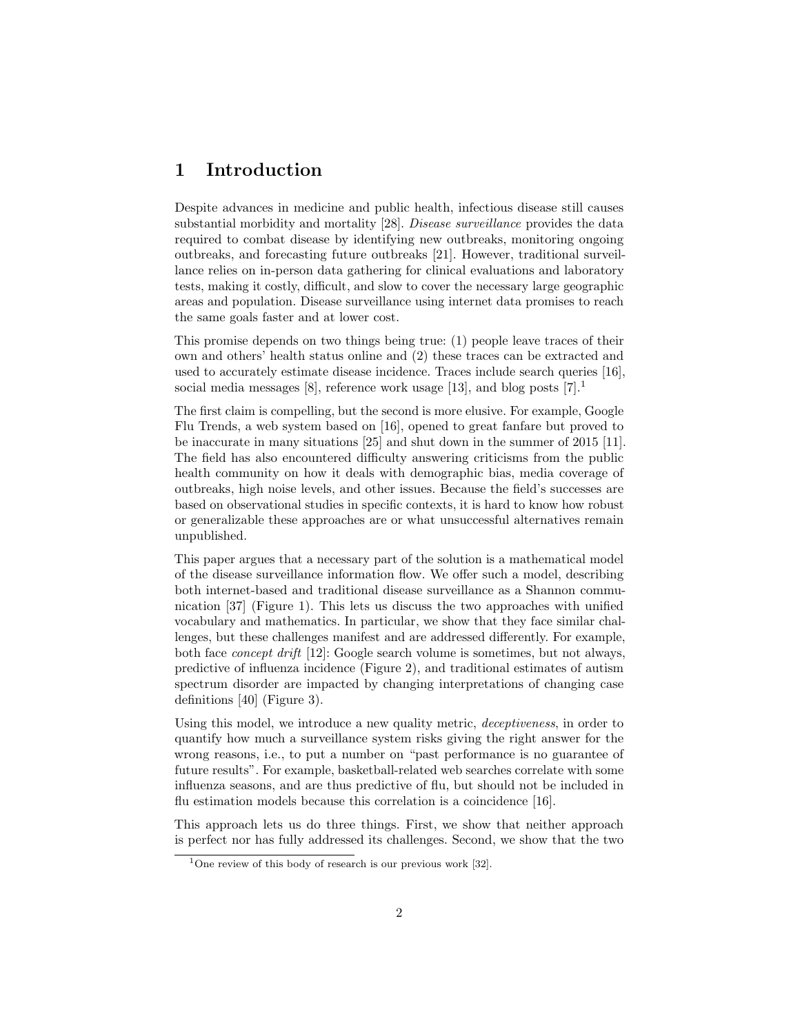# 1 Introduction

Despite advances in medicine and public health, infectious disease still causes substantial morbidity and mortality [28]. *Disease surveillance* provides the data required to combat disease by identifying new outbreaks, monitoring ongoing outbreaks, and forecasting future outbreaks [21]. However, traditional surveillance relies on in-person data gathering for clinical evaluations and laboratory tests, making it costly, difficult, and slow to cover the necessary large geographic areas and population. Disease surveillance using internet data promises to reach the same goals faster and at lower cost.

This promise depends on two things being true: (1) people leave traces of their own and others' health status online and (2) these traces can be extracted and used to accurately estimate disease incidence. Traces include search queries [16], social media messages [8], reference work usage [13], and blog posts [7].[1]

The first claim is compelling, but the second is more elusive. For example, Google Flu Trends, a web system based on [16], opened to great fanfare but proved to be inaccurate in many situations [25] and shut down in the summer of 2015 [11]. The field has also encountered difficulty answering criticisms from the public health community on how it deals with demographic bias, media coverage of outbreaks, high noise levels, and other issues. Because the field's successes are based on observational studies in specific contexts, it is hard to know how robust or generalizable these approaches are or what unsuccessful alternatives remain unpublished.

This paper argues that a necessary part of the solution is a mathematical model of the disease surveillance information flow. We offer such a model, describing both internet-based and traditional disease surveillance as a Shannon communication [37] (Figure 1). This lets us discuss the two approaches with unified vocabulary and mathematics. In particular, we show that they face similar challenges, but these challenges manifest and are addressed differently. For example, both face *concept drift* [12]: Google search volume is sometimes, but not always, predictive of influenza incidence (Figure 2), and traditional estimates of autism spectrum disorder are impacted by changing interpretations of changing case definitions [40] (Figure 3).

Using this model, we introduce a new quality metric, *deceptiveness*, in order to quantify how much a surveillance system risks giving the right answer for the wrong reasons, i.e., to put a number on "past performance is no guarantee of future results". For example, basketball-related web searches correlate with some influenza seasons, and are thus predictive of flu, but should not be included in flu estimation models because this correlation is a coincidence [16].

This approach lets us do three things. First, we show that neither approach is perfect nor has fully addressed its challenges. Second, we show that the two

[1] One review of this body of research is our previous work [32].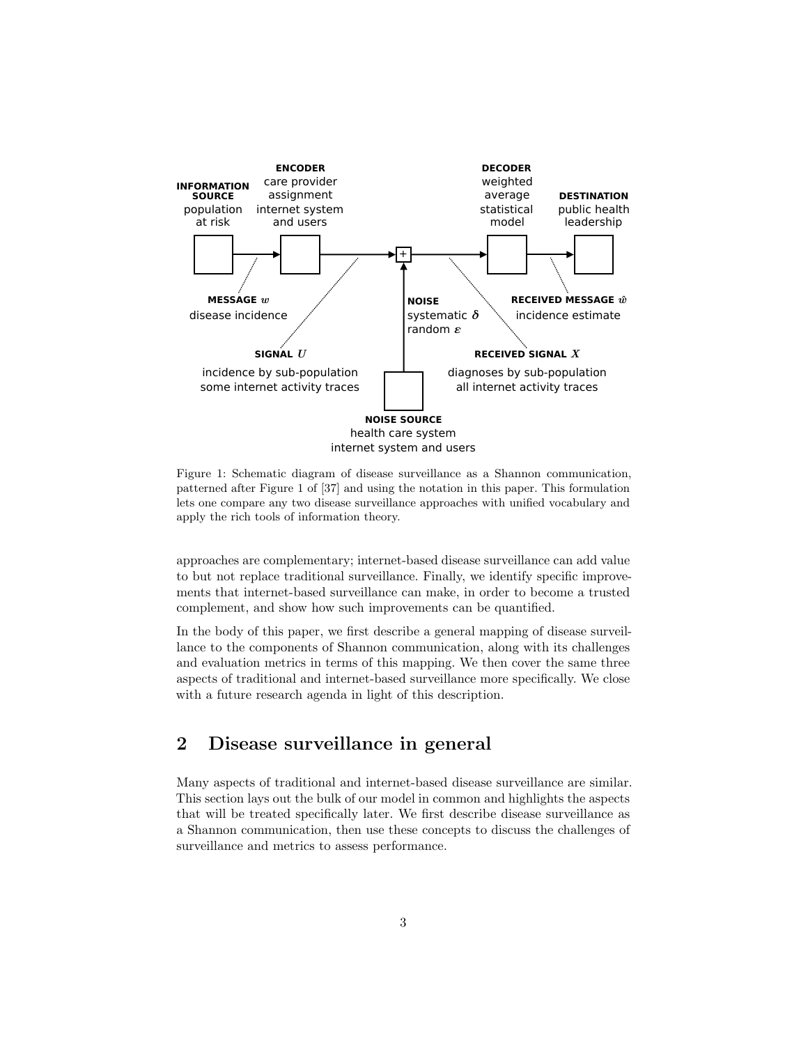Figure 1: Schematic diagram of disease surveillance as a Shannon communication, patterned after Figure 1 of [37] and using the notation in this paper. This formulation lets one compare any two disease surveillance approaches with unified vocabulary and apply the rich tools of information theory.

approaches are complementary; internet-based disease surveillance can add value to but not replace traditional surveillance. Finally, we identify specific improvements that internet-based surveillance can make, in order to become a trusted complement, and show how such improvements can be quantified.

In the body of this paper, we first describe a general mapping of disease surveillance to the components of Shannon communication, along with its challenges and evaluation metrics in terms of this mapping. We then cover the same three aspects of traditional and internet-based surveillance more specifically. We close with a future research agenda in light of this description.

## 2 Disease surveillance in general

Many aspects of traditional and internet-based disease surveillance are similar. This section lays out the bulk of our model in common and highlights the aspects that will be treated specifically later. We first describe disease surveillance as a Shannon communication, then use these concepts to discuss the challenges of surveillance and metrics to assess performance.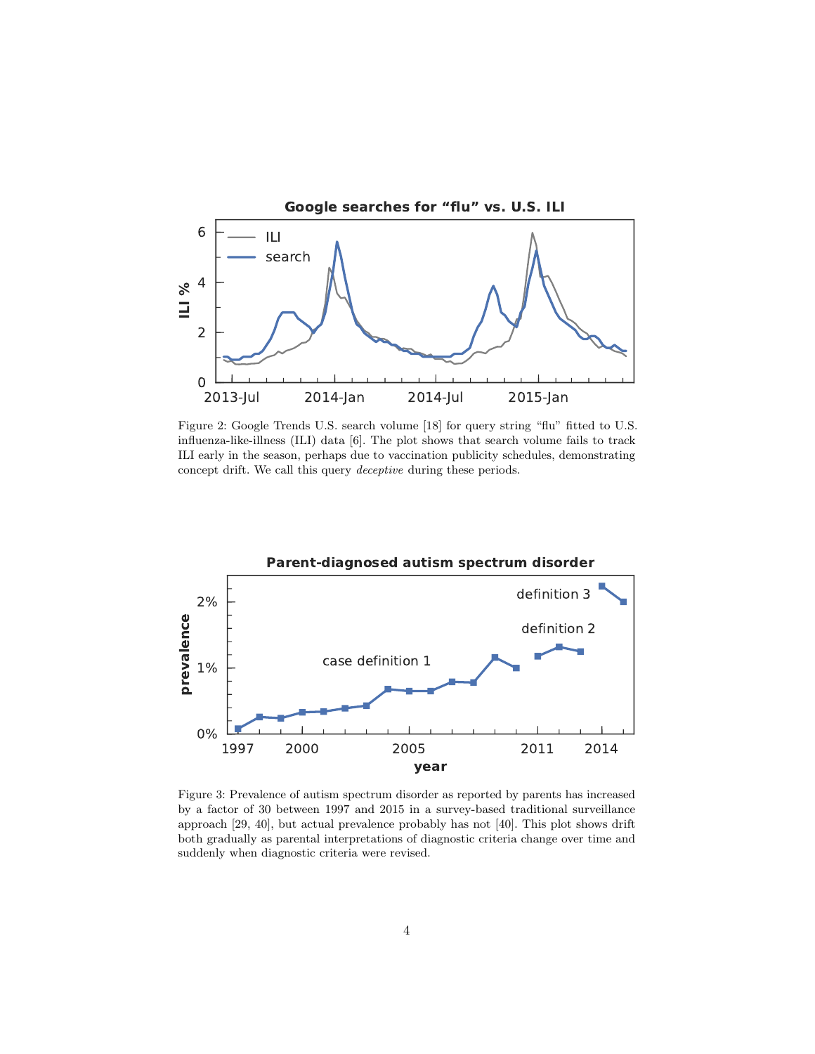Figure 2: Google Trends U.S. search volume [18] for query string "flu" fitted to U.S. influenza-like-illness (ILI) data [6]. The plot shows that search volume fails to track ILI early in the season, perhaps due to vaccination publicity schedules, demonstrating concept drift. We call this query *deceptive* during these periods.

Figure 3: Prevalence of autism spectrum disorder as reported by parents has increased by a factor of 30 between 1997 and 2015 in a survey-based traditional surveillance approach [29, 40], but actual prevalence probably has not [40]. This plot shows drift both gradually as parental interpretations of diagnostic criteria change over time and suddenly when diagnostic criteria were revised.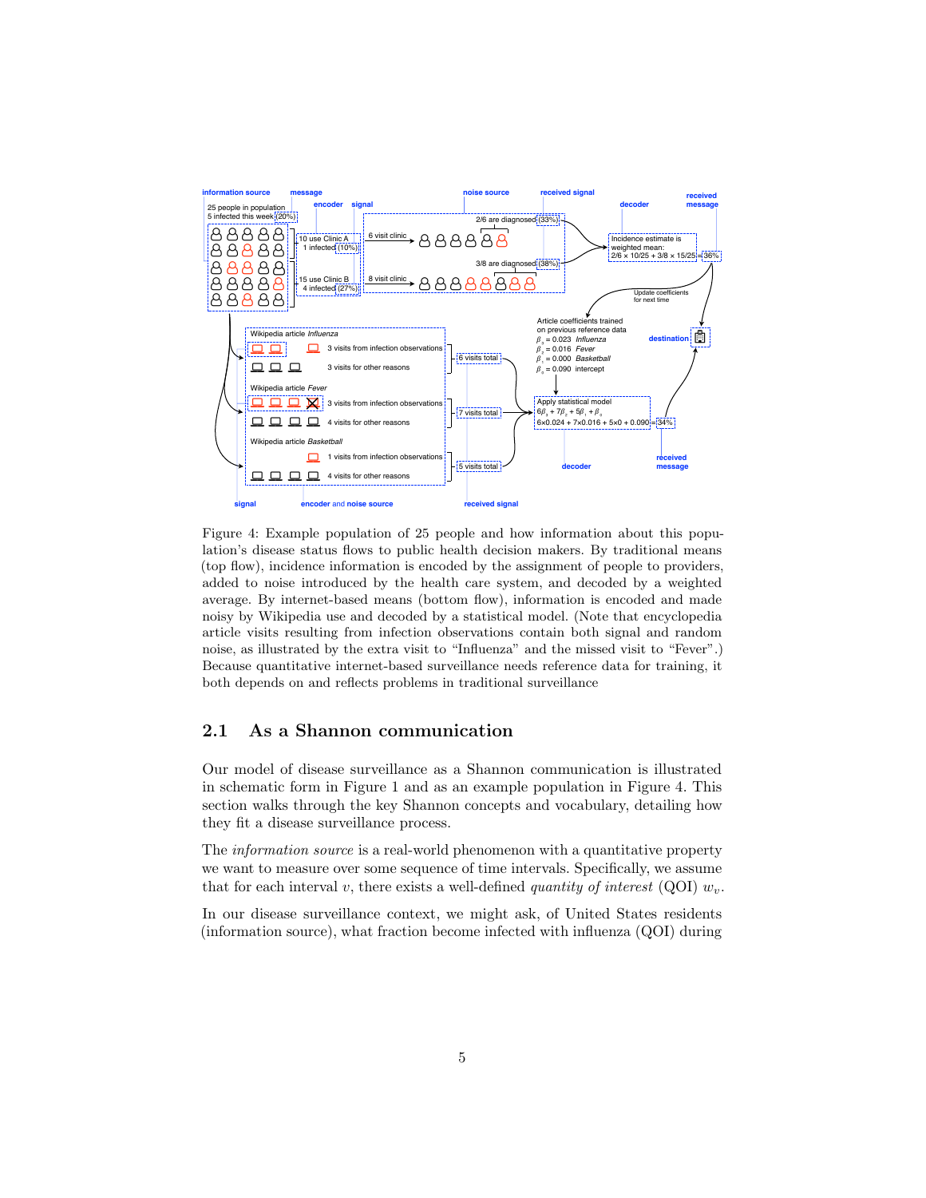Figure 4: Example population of 25 people and how information about this population's disease status flows to public health decision makers. By traditional means (top flow), incidence information is encoded by the assignment of people to providers, added to noise introduced by the health care system, and decoded by a weighted average. By internet-based means (bottom flow), information is encoded and made noisy by Wikipedia use and decoded by a statistical model. (Note that encyclopedia article visits resulting from infection observations contain both signal and random noise, as illustrated by the extra visit to "Influenza" and the missed visit to "Fever".) Because quantitative internet-based surveillance needs reference data for training, it both depends on and reflects problems in traditional surveillance

## 2.1 As a Shannon communication

Our model of disease surveillance as a Shannon communication is illustrated in schematic form in Figure 1 and as an example population in Figure 4. This section walks through the key Shannon concepts and vocabulary, detailing how they fit a disease surveillance process.

The *information source* is a real-world phenomenon with a quantitative property we want to measure over some sequence of time intervals. Specifically, we assume that for each interval $v$, there exists a well-defined *quantity of interest* (QOI) $w_v$.

In our disease surveillance context, we might ask, of United States residents (information source), what fraction become infected with influenza (QOI) during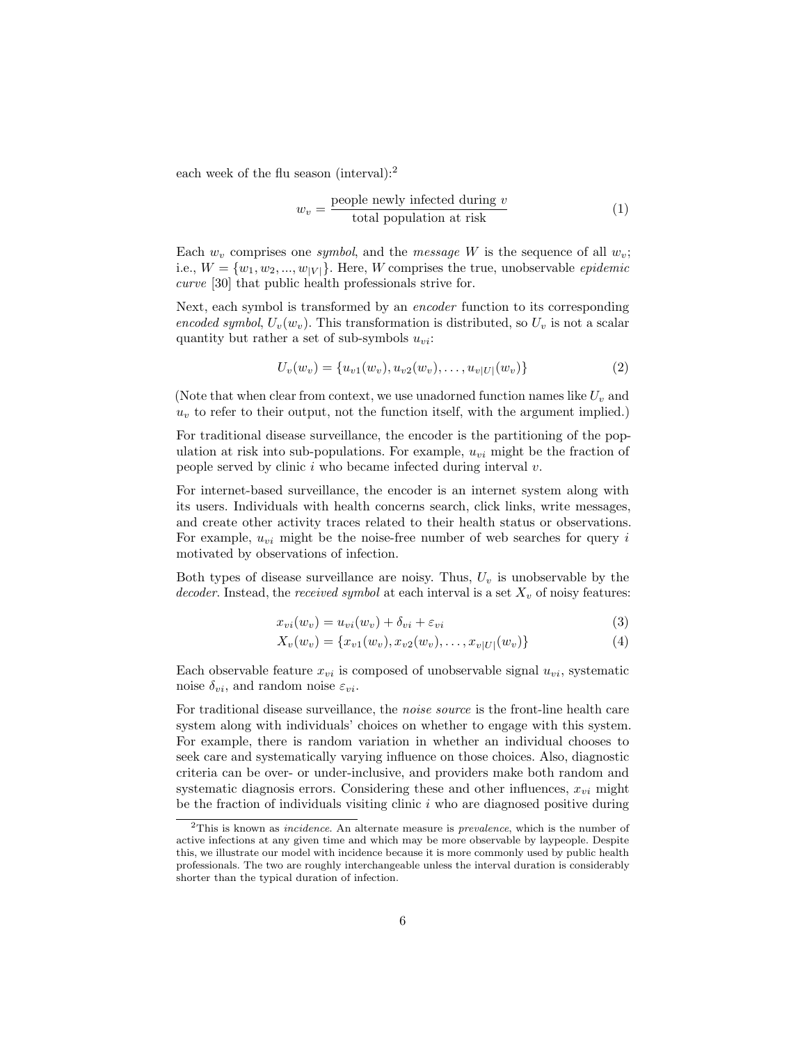each week of the flu season (interval):[2]

$$w_v = \frac{\text{people newly infected during } v}{\text{total population at risk}} \tag{1}$$

Each $w_v$ comprises one *symbol*, and the *message* $W$ is the sequence of all $w_v$; i.e., $W = \{w_1, w_2, ..., w_{|V|}\}$. Here, $W$ comprises the true, unobservable *epidemic curve* [30] that public health professionals strive for.

Next, each symbol is transformed by an *encoder* function to its corresponding *encoded symbol*, $U_v(w_v)$. This transformation is distributed, so $U_v$ is not a scalar quantity but rather a set of sub-symbols $u_{vi}$:

$$U_v(w_v) = \{u_{v1}(w_v), u_{v2}(w_v), \ldots, u_{v|U|}(w_v)\} \tag{2}$$

(Note that when clear from context, we use unadorned function names like $U_v$ and $u_v$ to refer to their output, not the function itself, with the argument implied.)

For traditional disease surveillance, the encoder is the partitioning of the population at risk into sub-populations. For example, $u_{vi}$ might be the fraction of people served by clinic $i$ who became infected during interval $v$.

For internet-based surveillance, the encoder is an internet system along with its users. Individuals with health concerns search, click links, write messages, and create other activity traces related to their health status or observations. For example, $u_{vi}$ might be the noise-free number of web searches for query $i$ motivated by observations of infection.

Both types of disease surveillance are noisy. Thus, $U_v$ is unobservable by the *decoder*. Instead, the *received symbol* at each interval is a set $X_v$ of noisy features:

$$x_{vi}(w_v) = u_{vi}(w_v) + \delta_{vi} + \varepsilon_{vi} \tag{3}$$

$$X_v(w_v) = \{x_{v1}(w_v), x_{v2}(w_v), \ldots, x_{v|U|}(w_v)\} \tag{4}$$

Each observable feature $x_{vi}$ is composed of unobservable signal $u_{vi}$, systematic noise $\delta_{vi}$, and random noise $\varepsilon_{vi}$.

For traditional disease surveillance, the *noise source* is the front-line health care system along with individuals' choices on whether to engage with this system. For example, there is random variation in whether an individual chooses to seek care and systematically varying influence on those choices. Also, diagnostic criteria can be over- or under-inclusive, and providers make both random and systematic diagnosis errors. Considering these and other influences, $x_{vi}$ might be the fraction of individuals visiting clinic $i$ who are diagnosed positive during

---

[2] This is known as *incidence*. An alternate measure is *prevalence*, which is the number of active infections at any given time and which may be more observable by laypeople. Despite this, we illustrate our model with incidence because it is more commonly used by public health professionals. The two are roughly interchangeable unless the interval duration is considerably shorter than the typical duration of infection.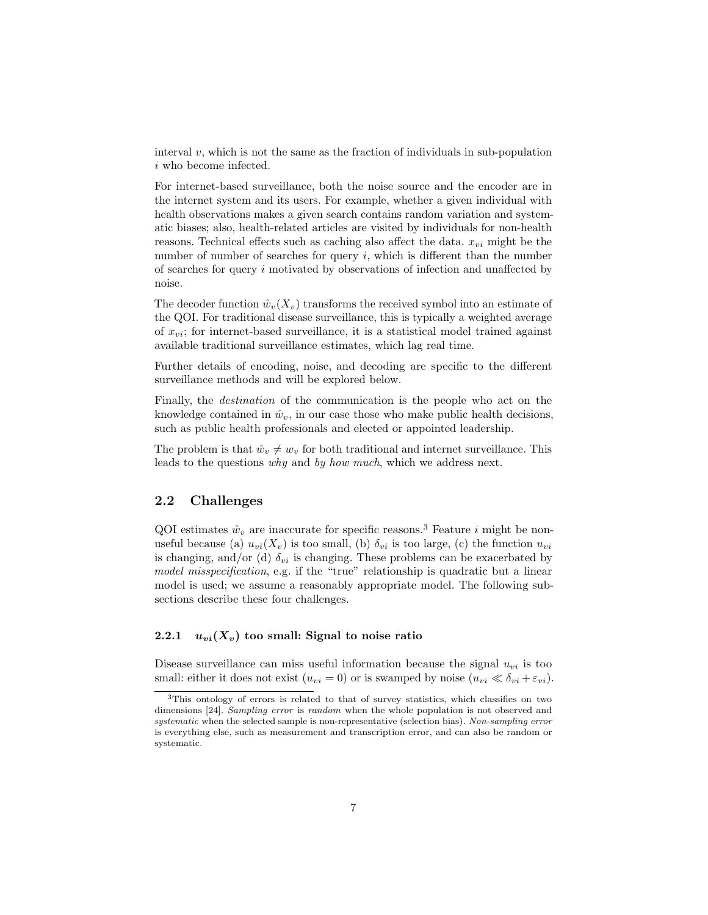interval $v$, which is not the same as the fraction of individuals in sub-population $i$ who become infected.

For internet-based surveillance, both the noise source and the encoder are in the internet system and its users. For example, whether a given individual with health observations makes a given search contains random variation and systematic biases; also, health-related articles are visited by individuals for non-health reasons. Technical effects such as caching also affect the data. $x_{vi}$ might be the number of number of searches for query $i$, which is different than the number of searches for query $i$ motivated by observations of infection and unaffected by noise.

The decoder function $\hat{w}_v(X_v)$ transforms the received symbol into an estimate of the QOI. For traditional disease surveillance, this is typically a weighted average of $x_{vi}$; for internet-based surveillance, it is a statistical model trained against available traditional surveillance estimates, which lag real time.

Further details of encoding, noise, and decoding are specific to the different surveillance methods and will be explored below.

Finally, the *destination* of the communication is the people who act on the knowledge contained in $\hat{w}_v$, in our case those who make public health decisions, such as public health professionals and elected or appointed leadership.

The problem is that $\hat{w}_v \neq w_v$ for both traditional and internet surveillance. This leads to the questions *why* and *by how much*, which we address next.

## 2.2 Challenges

QOI estimates $\hat{w}_v$ are inaccurate for specific reasons.[3] Feature $i$ might be non-useful because (a) $u_{vi}(X_v)$ is too small, (b) $\delta_{vi}$ is too large, (c) the function $u_{vi}$ is changing, and/or (d) $\delta_{vi}$ is changing. These problems can be exacerbated by *model misspecification*, e.g. if the "true" relationship is quadratic but a linear model is used; we assume a reasonably appropriate model. The following subsections describe these four challenges.

### 2.2.1 $u_{vi}(X_v)$ too small: Signal to noise ratio

Disease surveillance can miss useful information because the signal $u_{vi}$ is too small: either it does not exist ($u_{vi} = 0$) or is swamped by noise ($u_{vi} \ll \delta_{vi} + \varepsilon_{vi}$).

[3] This ontology of errors is related to that of survey statistics, which classifies on two dimensions [24]. *Sampling error* is *random* when the whole population is not observed and *systematic* when the selected sample is non-representative (selection bias). *Non-sampling error* is everything else, such as measurement and transcription error, and can also be random or systematic.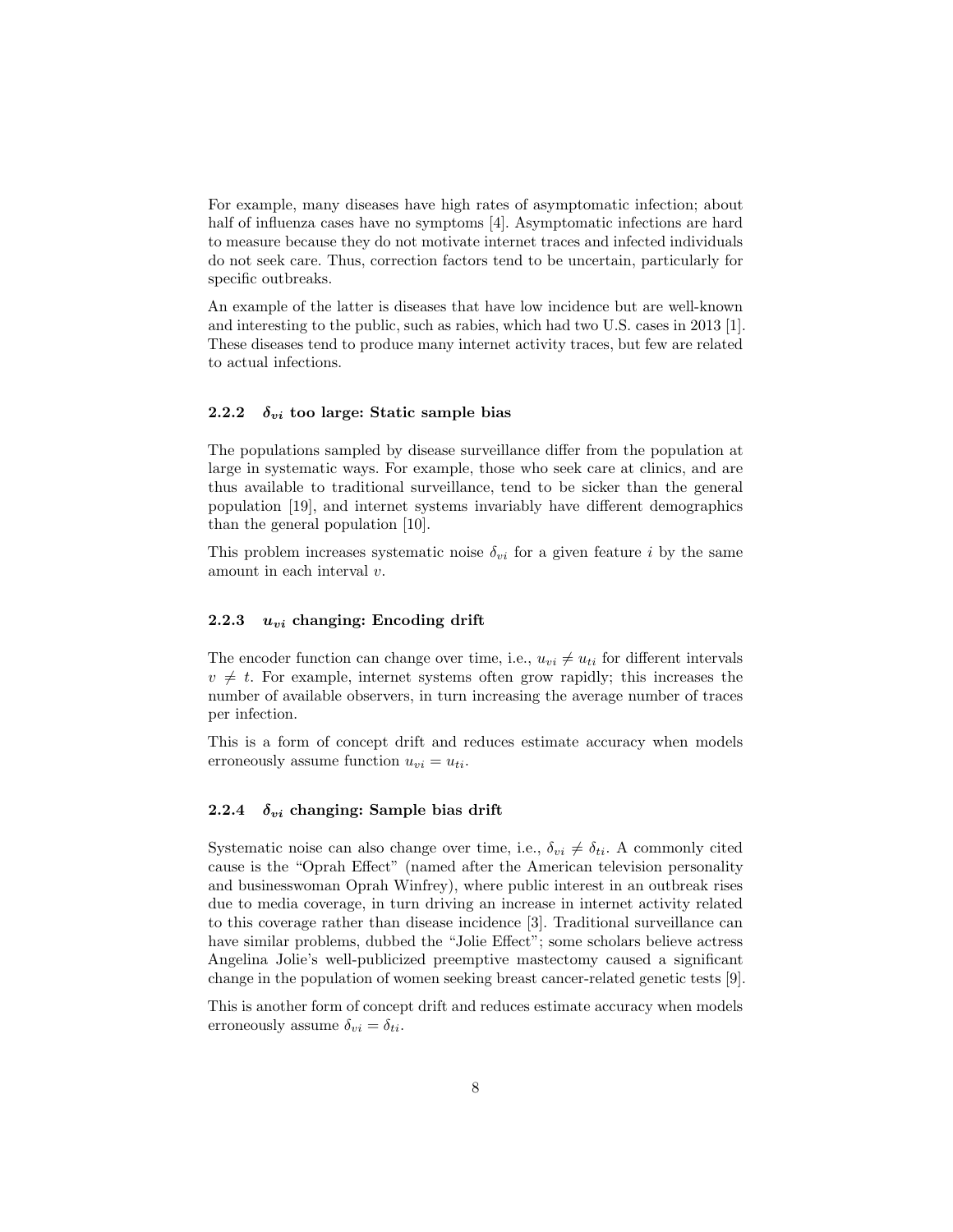For example, many diseases have high rates of asymptomatic infection; about half of influenza cases have no symptoms [4]. Asymptomatic infections are hard to measure because they do not motivate internet traces and infected individuals do not seek care. Thus, correction factors tend to be uncertain, particularly for specific outbreaks.

An example of the latter is diseases that have low incidence but are well-known and interesting to the public, such as rabies, which had two U.S. cases in 2013 [1]. These diseases tend to produce many internet activity traces, but few are related to actual infections.

#### 2.2.2 $\delta_{vi}$ too large: Static sample bias

The populations sampled by disease surveillance differ from the population at large in systematic ways. For example, those who seek care at clinics, and are thus available to traditional surveillance, tend to be sicker than the general population [19], and internet systems invariably have different demographics than the general population [10].

This problem increases systematic noise $\delta_{vi}$ for a given feature $i$ by the same amount in each interval $v$.

#### 2.2.3 $u_{vi}$ changing: Encoding drift

The encoder function can change over time, i.e., $u_{vi} \neq u_{ti}$ for different intervals $v \neq t$. For example, internet systems often grow rapidly; this increases the number of available observers, in turn increasing the average number of traces per infection.

This is a form of concept drift and reduces estimate accuracy when models erroneously assume function $u_{vi} = u_{ti}$.

#### 2.2.4 $\delta_{vi}$ changing: Sample bias drift

Systematic noise can also change over time, i.e., $\delta_{vi} \neq \delta_{ti}$. A commonly cited cause is the "Oprah Effect" (named after the American television personality and businesswoman Oprah Winfrey), where public interest in an outbreak rises due to media coverage, in turn driving an increase in internet activity related to this coverage rather than disease incidence [3]. Traditional surveillance can have similar problems, dubbed the "Jolie Effect"; some scholars believe actress Angelina Jolie's well-publicized preemptive mastectomy caused a significant change in the population of women seeking breast cancer-related genetic tests [9].

This is another form of concept drift and reduces estimate accuracy when models erroneously assume $\delta_{vi} = \delta_{ti}$.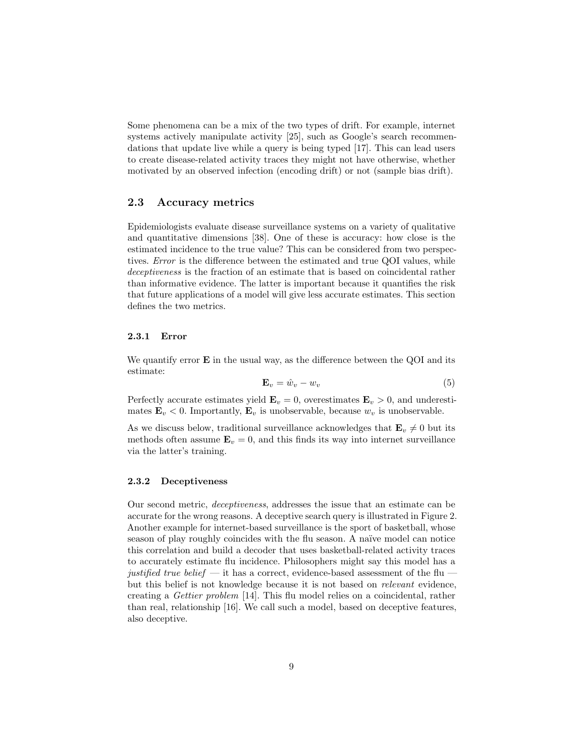Some phenomena can be a mix of the two types of drift. For example, internet systems actively manipulate activity [25], such as Google's search recommendations that update live while a query is being typed [17]. This can lead users to create disease-related activity traces they might not have otherwise, whether motivated by an observed infection (encoding drift) or not (sample bias drift).

## 2.3 Accuracy metrics

Epidemiologists evaluate disease surveillance systems on a variety of qualitative and quantitative dimensions [38]. One of these is accuracy: how close is the estimated incidence to the true value? This can be considered from two perspectives. *Error* is the difference between the estimated and true QOI values, while *deceptiveness* is the fraction of an estimate that is based on coincidental rather than informative evidence. The latter is important because it quantifies the risk that future applications of a model will give less accurate estimates. This section defines the two metrics.

### 2.3.1 Error

We quantify error $\mathbf{E}$ in the usual way, as the difference between the QOI and its estimate:

$$\mathbf{E}_v = \hat{w}_v - w_v \tag{5}$$

Perfectly accurate estimates yield $\mathbf{E}_v = 0$, overestimates $\mathbf{E}_v > 0$, and underestimates $\mathbf{E}_v < 0$. Importantly, $\mathbf{E}_v$ is unobservable, because $w_v$ is unobservable.

As we discuss below, traditional surveillance acknowledges that $\mathbf{E}_v \neq 0$ but its methods often assume $\mathbf{E}_v = 0$, and this finds its way into internet surveillance via the latter's training.

### 2.3.2 Deceptiveness

Our second metric, *deceptiveness*, addresses the issue that an estimate can be accurate for the wrong reasons. A deceptive search query is illustrated in Figure 2. Another example for internet-based surveillance is the sport of basketball, whose season of play roughly coincides with the flu season. A naïve model can notice this correlation and build a decoder that uses basketball-related activity traces to accurately estimate flu incidence. Philosophers might say this model has a *justified true belief* — it has a correct, evidence-based assessment of the flu — but this belief is not knowledge because it is not based on *relevant* evidence, creating a *Gettier problem* [14]. This flu model relies on a coincidental, rather than real, relationship [16]. We call such a model, based on deceptive features, also deceptive.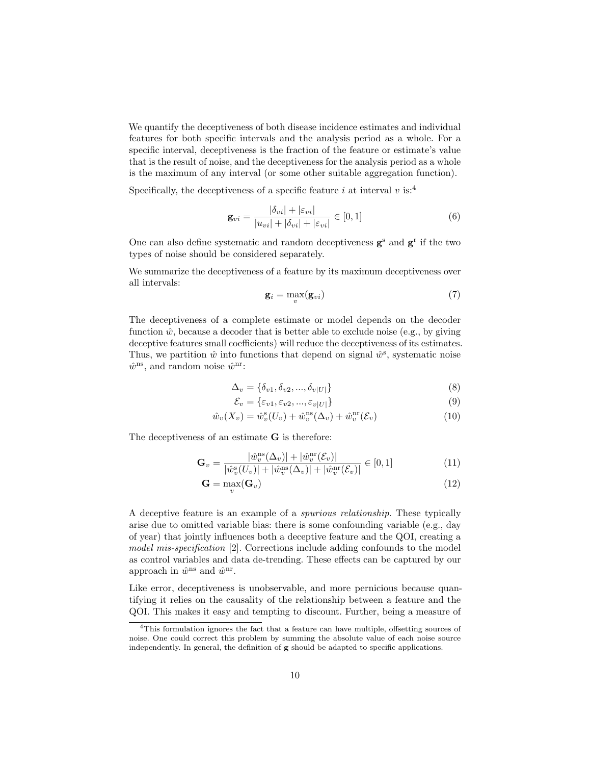We quantify the deceptiveness of both disease incidence estimates and individual features for both specific intervals and the analysis period as a whole. For a specific interval, deceptiveness is the fraction of the feature or estimate's value that is the result of noise, and the deceptiveness for the analysis period as a whole is the maximum of any interval (or some other suitable aggregation function).

Specifically, the deceptiveness of a specific feature $i$ at interval $v$ is:[4]

$$\mathbf{g}_{vi} = \frac{|\delta_{vi}| + |\varepsilon_{vi}|}{|u_{vi}| + |\delta_{vi}| + |\varepsilon_{vi}|} \in [0, 1] \tag{6}$$

One can also define systematic and random deceptiveness $\mathbf{g}^{\mathrm{s}}$ and $\mathbf{g}^{\mathrm{r}}$ if the two types of noise should be considered separately.

We summarize the deceptiveness of a feature by its maximum deceptiveness over all intervals:

$$\mathbf{g}_i = \max_v(\mathbf{g}_{vi}) \tag{7}$$

The deceptiveness of a complete estimate or model depends on the decoder function $\hat{w}$, because a decoder that is better able to exclude noise (e.g., by giving deceptive features small coefficients) will reduce the deceptiveness of its estimates. Thus, we partition $\hat{w}$ into functions that depend on signal $\hat{w}^{\mathrm{s}}$, systematic noise $\hat{w}^{\mathrm{ns}}$, and random noise $\hat{w}^{\mathrm{nr}}$:

$$\Delta_v = \{\delta_{v1}, \delta_{v2}, ..., \delta_{v|U|}\} \tag{8}$$

$$\mathcal{E}_v = \{\varepsilon_{v1}, \varepsilon_{v2}, ..., \varepsilon_{v|U|}\} \tag{9}$$

$$\hat{w}_v(X_v) = \hat{w}^{\mathrm{s}}_v(U_v) + \hat{w}^{\mathrm{ns}}_v(\Delta_v) + \hat{w}^{\mathrm{nr}}_v(\mathcal{E}_v) \tag{10}$$

The deceptiveness of an estimate $\mathbf{G}$ is therefore:

$$\mathbf{G}_v = \frac{|\hat{w}^{\mathrm{ns}}_v(\Delta_v)| + |\hat{w}^{\mathrm{nr}}_v(\mathcal{E}_v)|}{|\hat{w}^{\mathrm{s}}_v(U_v)| + |\hat{w}^{\mathrm{ns}}_v(\Delta_v)| + |\hat{w}^{\mathrm{nr}}_v(\mathcal{E}_v)|} \in [0, 1] \tag{11}$$

$$\mathbf{G} = \max_v(\mathbf{G}_v) \tag{12}$$

A deceptive feature is an example of a *spurious relationship*. These typically arise due to omitted variable bias: there is some confounding variable (e.g., day of year) that jointly influences both a deceptive feature and the QOI, creating a *model mis-specification* [2]. Corrections include adding confounds to the model as control variables and data de-trending. These effects can be captured by our approach in $\hat{w}^{\mathrm{ns}}$ and $\hat{w}^{\mathrm{nr}}$.

Like error, deceptiveness is unobservable, and more pernicious because quantifying it relies on the causality of the relationship between a feature and the QOI. This makes it easy and tempting to discount. Further, being a measure of

[4] This formulation ignores the fact that a feature can have multiple, offsetting sources of noise. One could correct this problem by summing the absolute value of each noise source independently. In general, the definition of $\mathbf{g}$ should be adapted to specific applications.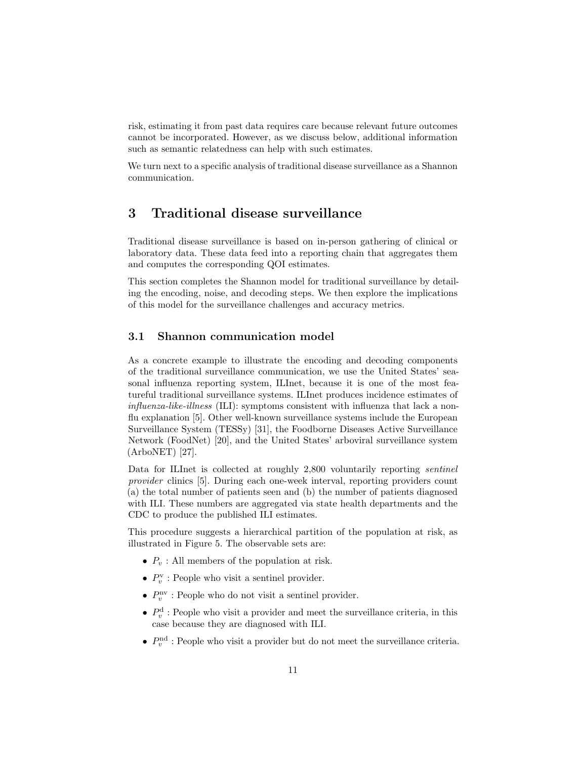risk, estimating it from past data requires care because relevant future outcomes cannot be incorporated. However, as we discuss below, additional information such as semantic relatedness can help with such estimates.

We turn next to a specific analysis of traditional disease surveillance as a Shannon communication.

# 3 Traditional disease surveillance

Traditional disease surveillance is based on in-person gathering of clinical or laboratory data. These data feed into a reporting chain that aggregates them and computes the corresponding QOI estimates.

This section completes the Shannon model for traditional surveillance by detailing the encoding, noise, and decoding steps. We then explore the implications of this model for the surveillance challenges and accuracy metrics.

## 3.1 Shannon communication model

As a concrete example to illustrate the encoding and decoding components of the traditional surveillance communication, we use the United States' seasonal influenza reporting system, ILInet, because it is one of the most featureful traditional surveillance systems. ILInet produces incidence estimates of *influenza-like-illness* (ILI): symptoms consistent with influenza that lack a non-flu explanation [5]. Other well-known surveillance systems include the European Surveillance System (TESSy) [31], the Foodborne Diseases Active Surveillance Network (FoodNet) [20], and the United States' arboviral surveillance system (ArboNET) [27].

Data for ILInet is collected at roughly 2,800 voluntarily reporting *sentinel provider* clinics [5]. During each one-week interval, reporting providers count (a) the total number of patients seen and (b) the number of patients diagnosed with ILI. These numbers are aggregated via state health departments and the CDC to produce the published ILI estimates.

This procedure suggests a hierarchical partition of the population at risk, as illustrated in Figure 5. The observable sets are:

- $P_v$ : All members of the population at risk.
- $P_v^{\mathrm{v}}$ : People who visit a sentinel provider.
- $P_v^{\mathrm{nv}}$ : People who do not visit a sentinel provider.
- $P_v^{\mathrm{d}}$ : People who visit a provider and meet the surveillance criteria, in this case because they are diagnosed with ILI.
- $P_v^{\mathrm{nd}}$ : People who visit a provider but do not meet the surveillance criteria.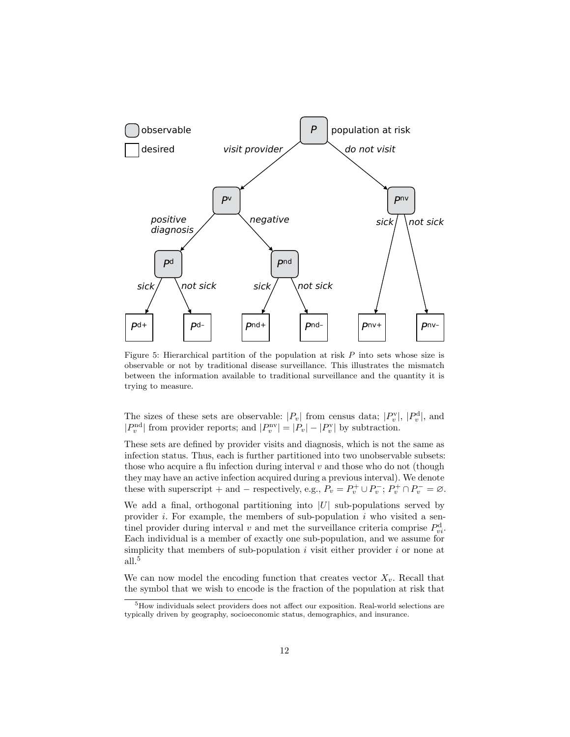Figure 5: Hierarchical partition of the population at risk $P$ into sets whose size is observable or not by traditional disease surveillance. This illustrates the mismatch between the information available to traditional surveillance and the quantity it is trying to measure.

The sizes of these sets are observable: $|P_v|$ from census data; $|P_v^{\mathrm{v}}|$, $|P_v^{\mathrm{d}}|$, and $|P_v^{\mathrm{nd}}|$ from provider reports; and $|P_v^{\mathrm{nv}}| = |P_v| - |P_v^{\mathrm{v}}|$ by subtraction.

These sets are defined by provider visits and diagnosis, which is not the same as infection status. Thus, each is further partitioned into two unobservable subsets: those who acquire a flu infection during interval $v$ and those who do not (though they may have an active infection acquired during a previous interval). We denote these with superscript $+$ and $-$ respectively, e.g., $P_v = P_v^+ \cup P_v^-$; $P_v^+ \cap P_v^- = \varnothing$.

We add a final, orthogonal partitioning into $|U|$ sub-populations served by provider $i$. For example, the members of sub-population $i$ who visited a sentinel provider during interval $v$ and met the surveillance criteria comprise $P_{vi}^{\mathrm{d}}$. Each individual is a member of exactly one sub-population, and we assume for simplicity that members of sub-population $i$ visit either provider $i$ or none at all.[5]

We can now model the encoding function that creates vector $X_v$. Recall that the symbol that we wish to encode is the fraction of the population at risk that

[5] How individuals select providers does not affect our exposition. Real-world selections are typically driven by geography, socioeconomic status, demographics, and insurance.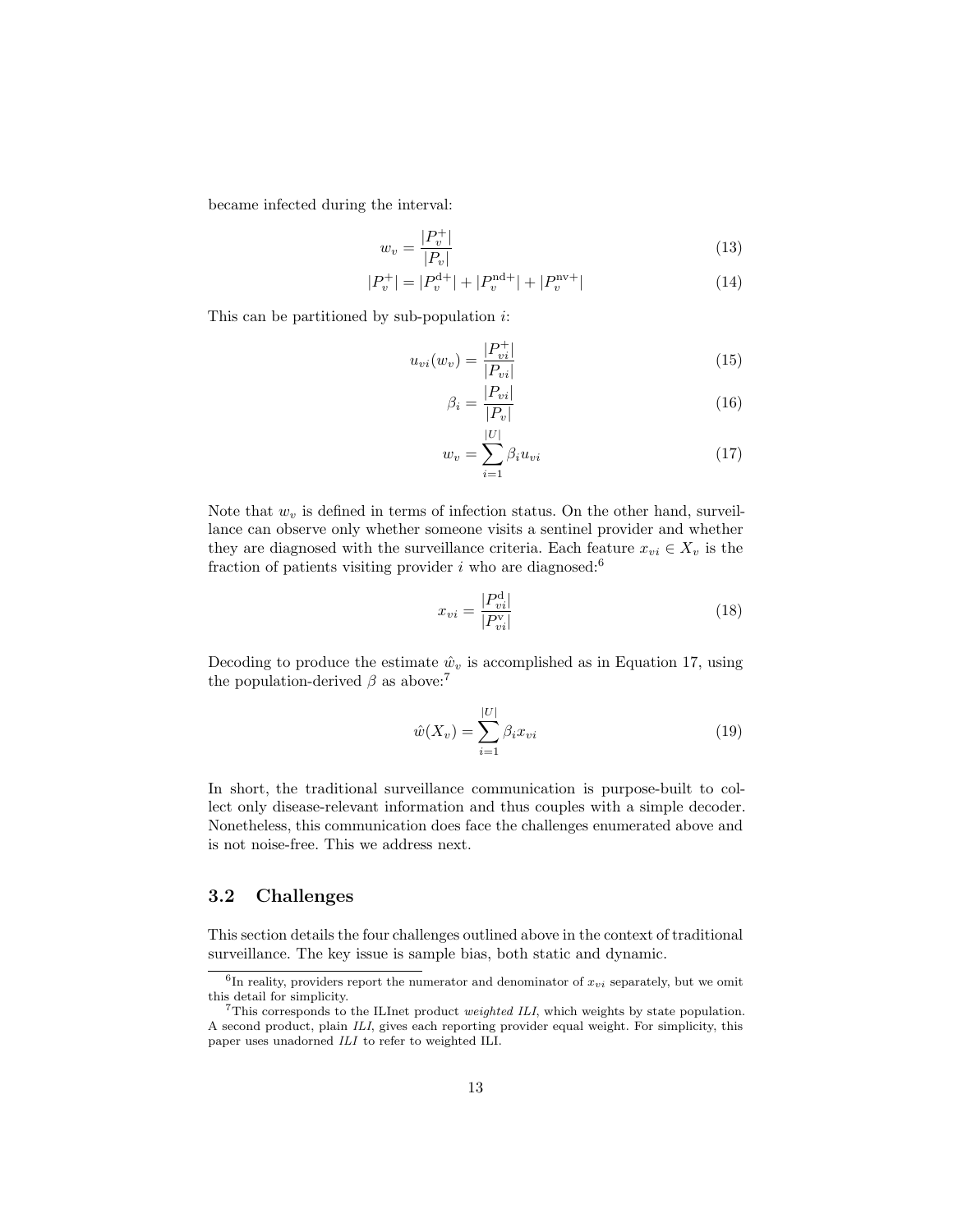became infected during the interval:

$$w_v = \frac{|P_v^+|}{|P_v|} \tag{13}$$

$$|P_v^+| = |P_v^{\text{d}+}| + |P_v^{\text{nd}+}| + |P_v^{\text{nv}+}| \tag{14}$$

This can be partitioned by sub-population $i$:

$$u_{vi}(w_v) = \frac{|P_{vi}^+|}{|P_{vi}|} \tag{15}$$

$$\beta_i = \frac{|P_{vi}|}{|P_v|} \tag{16}$$

$$w_v = \sum_{i=1}^{|U|} \beta_i u_{vi} \tag{17}$$

Note that $w_v$ is defined in terms of infection status. On the other hand, surveillance can observe only whether someone visits a sentinel provider and whether they are diagnosed with the surveillance criteria. Each feature $x_{vi} \in X_v$ is the fraction of patients visiting provider $i$ who are diagnosed:[6]

$$x_{vi} = \frac{|P_{vi}^{\text{d}}|}{|P_{vi}^{\text{v}}|} \tag{18}$$

Decoding to produce the estimate $\hat{w}_v$ is accomplished as in Equation 17, using the population-derived $\beta$ as above:[7]

$$\hat{w}(X_v) = \sum_{i=1}^{|U|} \beta_i x_{vi} \tag{19}$$

In short, the traditional surveillance communication is purpose-built to collect only disease-relevant information and thus couples with a simple decoder. Nonetheless, this communication does face the challenges enumerated above and is not noise-free. This we address next.

## 3.2 Challenges

This section details the four challenges outlined above in the context of traditional surveillance. The key issue is sample bias, both static and dynamic.

[6] In reality, providers report the numerator and denominator of $x_{vi}$ separately, but we omit this detail for simplicity.

[7] This corresponds to the ILInet product *weighted ILI*, which weights by state population. A second product, plain *ILI*, gives each reporting provider equal weight. For simplicity, this paper uses unadorned *ILI* to refer to weighted ILI.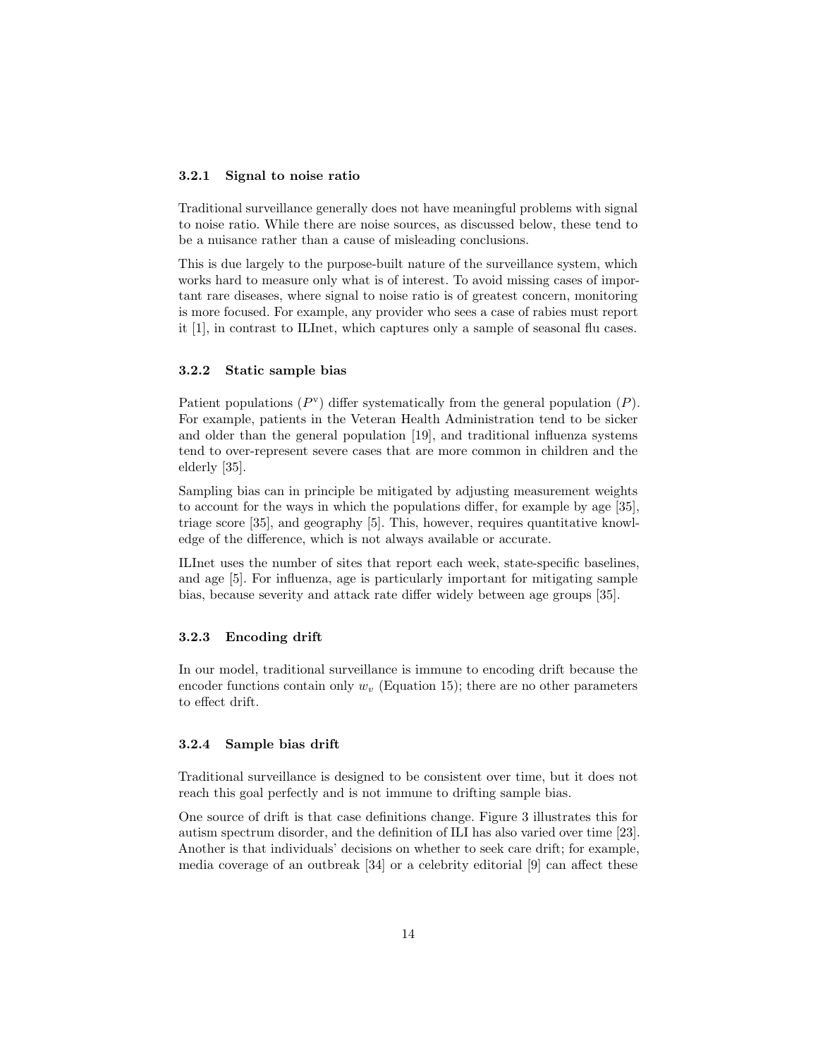### 3.2.1 Signal to noise ratio

Traditional surveillance generally does not have meaningful problems with signal to noise ratio. While there are noise sources, as discussed below, these tend to be a nuisance rather than a cause of misleading conclusions.

This is due largely to the purpose-built nature of the surveillance system, which works hard to measure only what is of interest. To avoid missing cases of important rare diseases, where signal to noise ratio is of greatest concern, monitoring is more focused. For example, any provider who sees a case of rabies must report it [1], in contrast to ILInet, which captures only a sample of seasonal flu cases.

### 3.2.2 Static sample bias

Patient populations ($P^{\text{v}}$) differ systematically from the general population ($P$). For example, patients in the Veteran Health Administration tend to be sicker and older than the general population [19], and traditional influenza systems tend to over-represent severe cases that are more common in children and the elderly [35].

Sampling bias can in principle be mitigated by adjusting measurement weights to account for the ways in which the populations differ, for example by age [35], triage score [35], and geography [5]. This, however, requires quantitative knowledge of the difference, which is not always available or accurate.

ILInet uses the number of sites that report each week, state-specific baselines, and age [5]. For influenza, age is particularly important for mitigating sample bias, because severity and attack rate differ widely between age groups [35].

### 3.2.3 Encoding drift

In our model, traditional surveillance is immune to encoding drift because the encoder functions contain only $w_v$ (Equation 15); there are no other parameters to effect drift.

### 3.2.4 Sample bias drift

Traditional surveillance is designed to be consistent over time, but it does not reach this goal perfectly and is not immune to drifting sample bias.

One source of drift is that case definitions change. Figure 3 illustrates this for autism spectrum disorder, and the definition of ILI has also varied over time [23]. Another is that individuals' decisions on whether to seek care drift; for example, media coverage of an outbreak [34] or a celebrity editorial [9] can affect these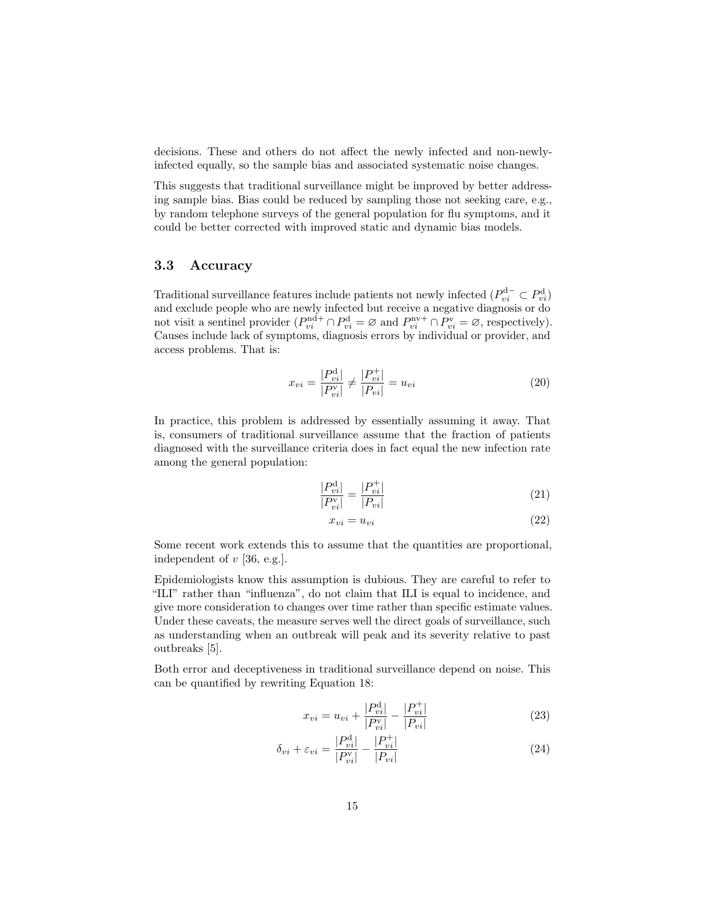decisions. These and others do not affect the newly infected and non-newly-infected equally, so the sample bias and associated systematic noise changes.

This suggests that traditional surveillance might be improved by better addressing sample bias. Bias could be reduced by sampling those not seeking care, e.g., by random telephone surveys of the general population for flu symptoms, and it could be better corrected with improved static and dynamic bias models.

### 3.3 Accuracy

Traditional surveillance features include patients not newly infected ($P^{\mathrm{d}-}_{vi} \subset P^{\mathrm{d}}_{vi}$) and exclude people who are newly infected but receive a negative diagnosis or do not visit a sentinel provider ($P^{\mathrm{nd}+}_{vi} \cap P^{\mathrm{d}}_{vi} = \varnothing$ and $P^{\mathrm{nv}+}_{vi} \cap P^{\mathrm{v}}_{vi} = \varnothing$, respectively). Causes include lack of symptoms, diagnosis errors by individual or provider, and access problems. That is:

$$x_{vi} = \frac{|P^{\mathrm{d}}_{vi}|}{|P^{\mathrm{v}}_{vi}|} \neq \frac{|P^{+}_{vi}|}{|P_{vi}|} = u_{vi} \tag{20}$$

In practice, this problem is addressed by essentially assuming it away. That is, consumers of traditional surveillance assume that the fraction of patients diagnosed with the surveillance criteria does in fact equal the new infection rate among the general population:

$$\frac{|P^{\mathrm{d}}_{vi}|}{|P^{\mathrm{v}}_{vi}|} = \frac{|P^{+}_{vi}|}{|P_{vi}|} \tag{21}$$

$$x_{vi} = u_{vi} \tag{22}$$

Some recent work extends this to assume that the quantities are proportional, independent of $v$ [36, e.g.].

Epidemiologists know this assumption is dubious. They are careful to refer to "ILI" rather than "influenza", do not claim that ILI is equal to incidence, and give more consideration to changes over time rather than specific estimate values. Under these caveats, the measure serves well the direct goals of surveillance, such as understanding when an outbreak will peak and its severity relative to past outbreaks [5].

Both error and deceptiveness in traditional surveillance depend on noise. This can be quantified by rewriting Equation 18:

$$x_{vi} = u_{vi} + \frac{|P^{\mathrm{d}}_{vi}|}{|P^{\mathrm{v}}_{vi}|} - \frac{|P^{+}_{vi}|}{|P_{vi}|} \tag{23}$$

$$\delta_{vi} + \varepsilon_{vi} = \frac{|P^{\mathrm{d}}_{vi}|}{|P^{\mathrm{v}}_{vi}|} - \frac{|P^{+}_{vi}|}{|P_{vi}|} \tag{24}$$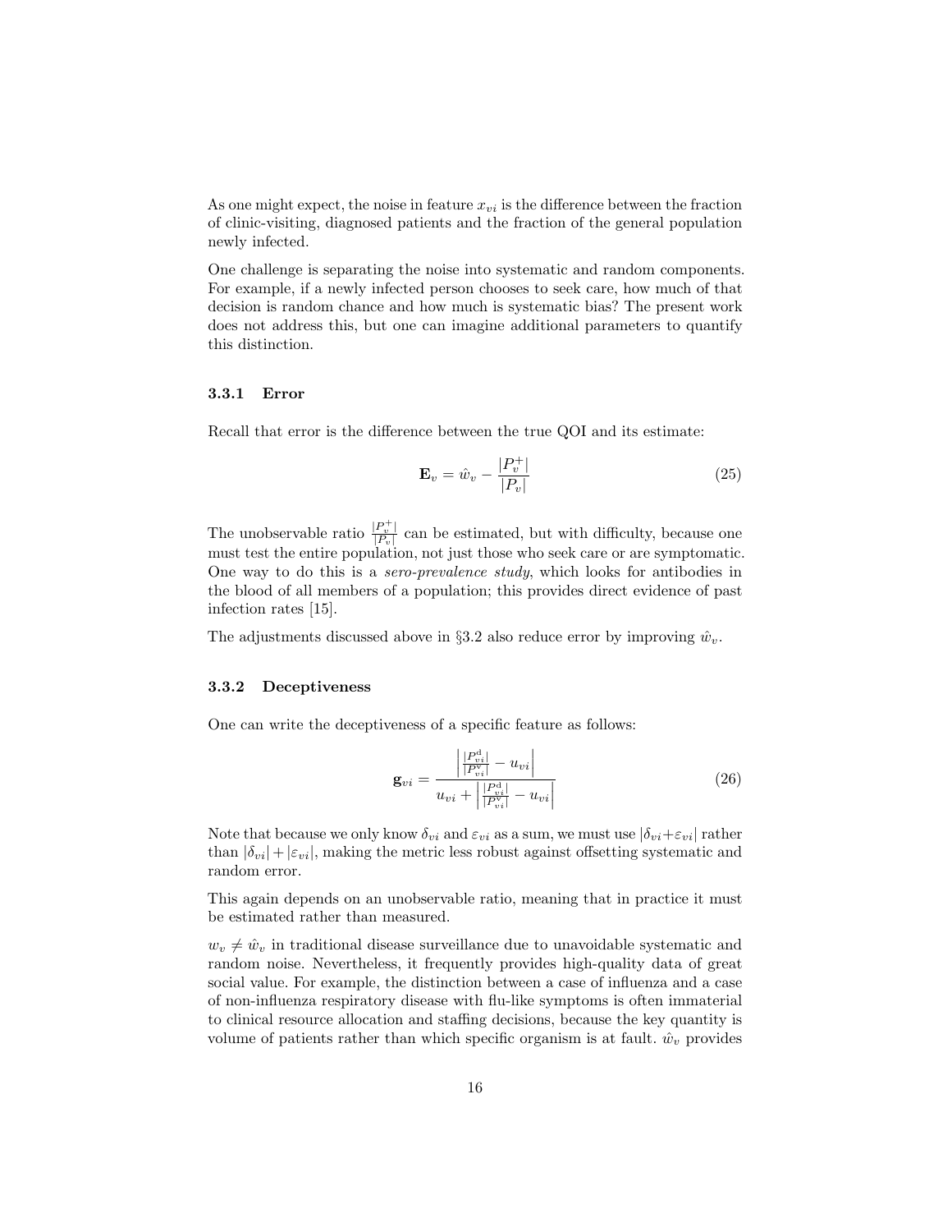As one might expect, the noise in feature $x_{vi}$ is the difference between the fraction of clinic-visiting, diagnosed patients and the fraction of the general population newly infected.

One challenge is separating the noise into systematic and random components. For example, if a newly infected person chooses to seek care, how much of that decision is random chance and how much is systematic bias? The present work does not address this, but one can imagine additional parameters to quantify this distinction.

### 3.3.1 Error

Recall that error is the difference between the true QOI and its estimate:

$$\mathbf{E}_v = \hat{w}_v - \frac{|P_v^+|}{|P_v|} \tag{25}$$

The unobservable ratio $\frac{|P_v^+|}{|P_v|}$ can be estimated, but with difficulty, because one must test the entire population, not just those who seek care or are symptomatic. One way to do this is a *sero-prevalence study*, which looks for antibodies in the blood of all members of a population; this provides direct evidence of past infection rates [15].

The adjustments discussed above in §3.2 also reduce error by improving $\hat{w}_v$.

### 3.3.2 Deceptiveness

One can write the deceptiveness of a specific feature as follows:

$$\mathbf{g}_{vi} = \frac{\left| \frac{|P_{vi}^{\mathrm{d}}|}{|P_{vi}^{\mathrm{v}}|} - u_{vi} \right|}{u_{vi} + \left| \frac{|P_{vi}^{\mathrm{d}}|}{|P_{vi}^{\mathrm{v}}|} - u_{vi} \right|} \tag{26}$$

Note that because we only know $\delta_{vi}$ and $\varepsilon_{vi}$ as a sum, we must use $|\delta_{vi} + \varepsilon_{vi}|$ rather than $|\delta_{vi}| + |\varepsilon_{vi}|$, making the metric less robust against offsetting systematic and random error.

This again depends on an unobservable ratio, meaning that in practice it must be estimated rather than measured.

$w_v \neq \hat{w}_v$ in traditional disease surveillance due to unavoidable systematic and random noise. Nevertheless, it frequently provides high-quality data of great social value. For example, the distinction between a case of influenza and a case of non-influenza respiratory disease with flu-like symptoms is often immaterial to clinical resource allocation and staffing decisions, because the key quantity is volume of patients rather than which specific organism is at fault. $\hat{w}_v$ provides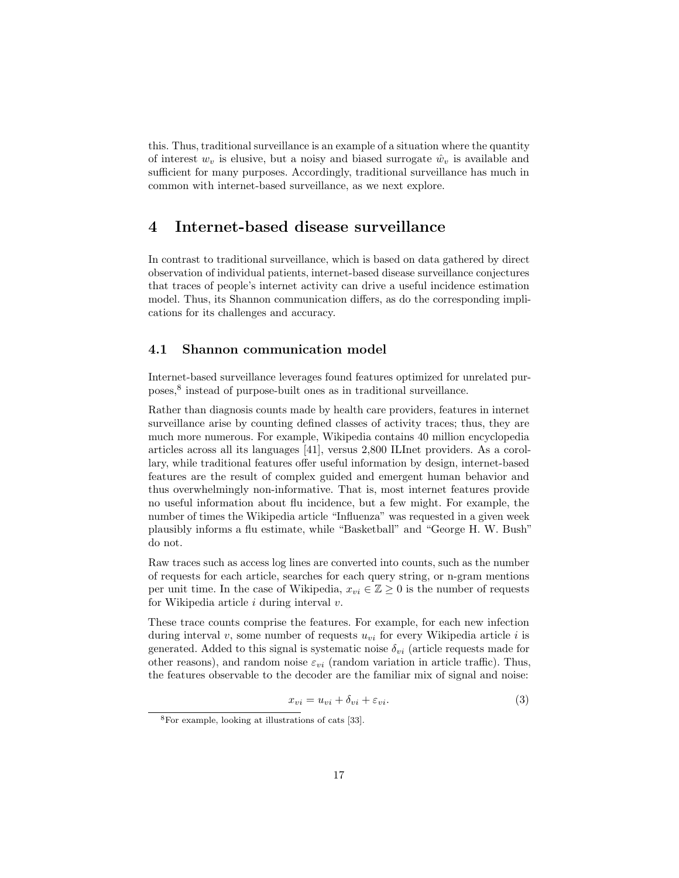this. Thus, traditional surveillance is an example of a situation where the quantity of interest $w_v$ is elusive, but a noisy and biased surrogate $\hat{w}_v$ is available and sufficient for many purposes. Accordingly, traditional surveillance has much in common with internet-based surveillance, as we next explore.

# 4 Internet-based disease surveillance

In contrast to traditional surveillance, which is based on data gathered by direct observation of individual patients, internet-based disease surveillance conjectures that traces of people's internet activity can drive a useful incidence estimation model. Thus, its Shannon communication differs, as do the corresponding implications for its challenges and accuracy.

## 4.1 Shannon communication model

Internet-based surveillance leverages found features optimized for unrelated purposes,[8] instead of purpose-built ones as in traditional surveillance.

Rather than diagnosis counts made by health care providers, features in internet surveillance arise by counting defined classes of activity traces; thus, they are much more numerous. For example, Wikipedia contains 40 million encyclopedia articles across all its languages [41], versus 2,800 ILInet providers. As a corollary, while traditional features offer useful information by design, internet-based features are the result of complex guided and emergent human behavior and thus overwhelmingly non-informative. That is, most internet features provide no useful information about flu incidence, but a few might. For example, the number of times the Wikipedia article "Influenza" was requested in a given week plausibly informs a flu estimate, while "Basketball" and "George H. W. Bush" do not.

Raw traces such as access log lines are converted into counts, such as the number of requests for each article, searches for each query string, or n-gram mentions per unit time. In the case of Wikipedia, $x_{vi} \in \mathbb{Z} \geq 0$ is the number of requests for Wikipedia article $i$ during interval $v$.

These trace counts comprise the features. For example, for each new infection during interval $v$, some number of requests $u_{vi}$ for every Wikipedia article $i$ is generated. Added to this signal is systematic noise $\delta_{vi}$ (article requests made for other reasons), and random noise $\varepsilon_{vi}$ (random variation in article traffic). Thus, the features observable to the decoder are the familiar mix of signal and noise:

$$x_{vi} = u_{vi} + \delta_{vi} + \varepsilon_{vi}. \tag{3}$$

[8] For example, looking at illustrations of cats [33].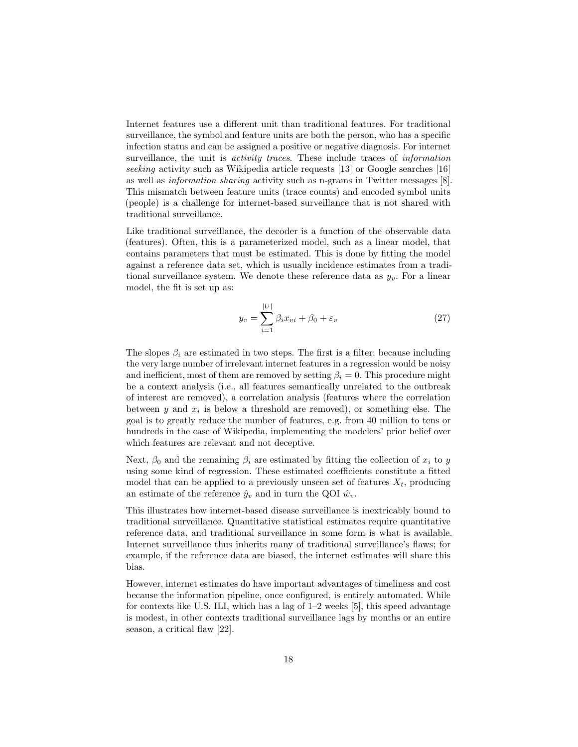Internet features use a different unit than traditional features. For traditional surveillance, the symbol and feature units are both the person, who has a specific infection status and can be assigned a positive or negative diagnosis. For internet surveillance, the unit is *activity traces*. These include traces of *information seeking* activity such as Wikipedia article requests [13] or Google searches [16] as well as *information sharing* activity such as n-grams in Twitter messages [8]. This mismatch between feature units (trace counts) and encoded symbol units (people) is a challenge for internet-based surveillance that is not shared with traditional surveillance.

Like traditional surveillance, the decoder is a function of the observable data (features). Often, this is a parameterized model, such as a linear model, that contains parameters that must be estimated. This is done by fitting the model against a reference data set, which is usually incidence estimates from a traditional surveillance system. We denote these reference data as $y_v$. For a linear model, the fit is set up as:

$$y_v = \sum_{i=1}^{|U|} \beta_i x_{vi} + \beta_0 + \varepsilon_v \tag{27}$$

The slopes $\beta_i$ are estimated in two steps. The first is a filter: because including the very large number of irrelevant internet features in a regression would be noisy and inefficient, most of them are removed by setting $\beta_i = 0$. This procedure might be a context analysis (i.e., all features semantically unrelated to the outbreak of interest are removed), a correlation analysis (features where the correlation between $y$ and $x_i$ is below a threshold are removed), or something else. The goal is to greatly reduce the number of features, e.g. from 40 million to tens or hundreds in the case of Wikipedia, implementing the modelers' prior belief over which features are relevant and not deceptive.

Next, $\beta_0$ and the remaining $\beta_i$ are estimated by fitting the collection of $x_i$ to $y$ using some kind of regression. These estimated coefficients constitute a fitted model that can be applied to a previously unseen set of features $X_t$, producing an estimate of the reference $\hat{y}_v$ and in turn the QOI $\hat{w}_v$.

This illustrates how internet-based disease surveillance is inextricably bound to traditional surveillance. Quantitative statistical estimates require quantitative reference data, and traditional surveillance in some form is what is available. Internet surveillance thus inherits many of traditional surveillance's flaws; for example, if the reference data are biased, the internet estimates will share this bias.

However, internet estimates do have important advantages of timeliness and cost because the information pipeline, once configured, is entirely automated. While for contexts like U.S. ILI, which has a lag of 1–2 weeks [5], this speed advantage is modest, in other contexts traditional surveillance lags by months or an entire season, a critical flaw [22].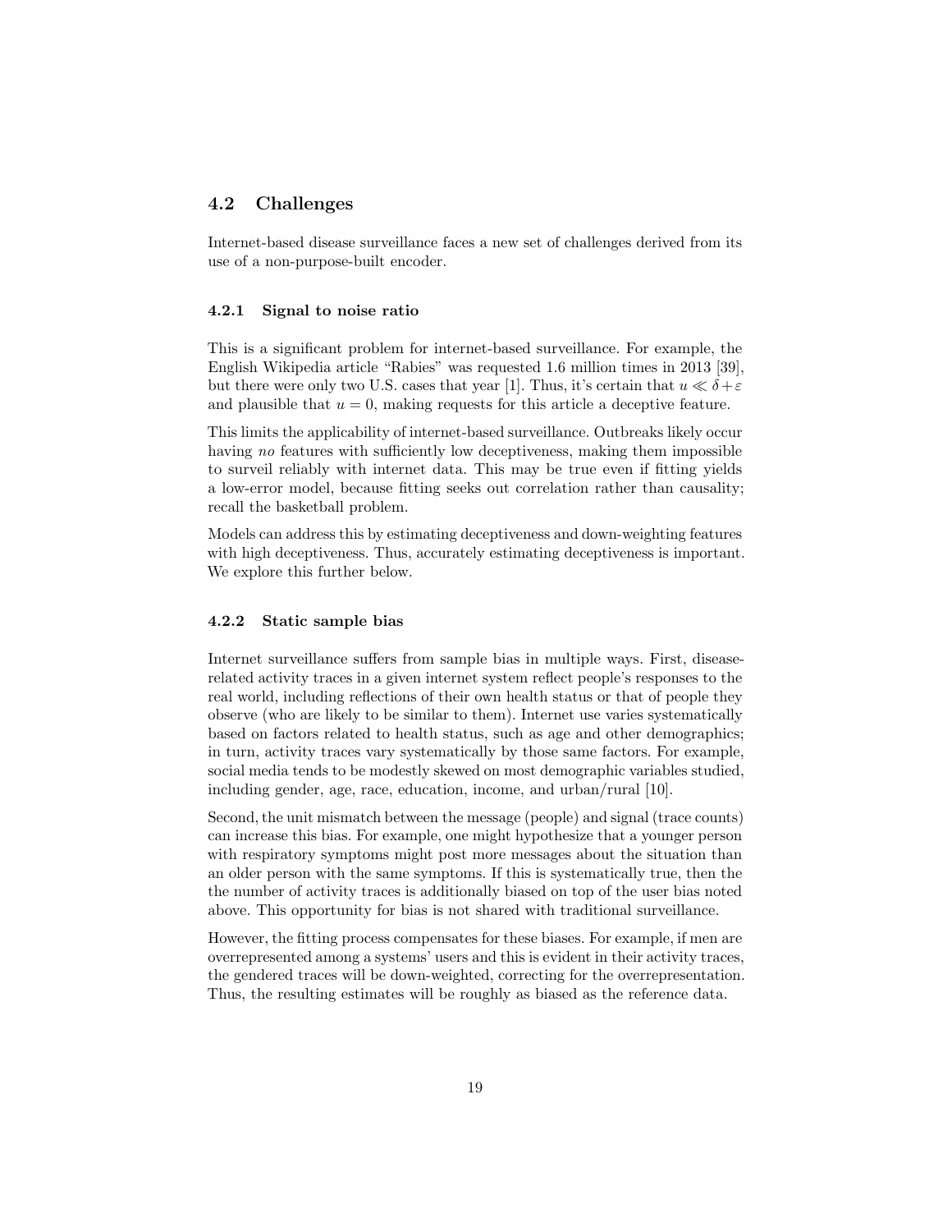## 4.2 Challenges

Internet-based disease surveillance faces a new set of challenges derived from its use of a non-purpose-built encoder.

### 4.2.1 Signal to noise ratio

This is a significant problem for internet-based surveillance. For example, the English Wikipedia article "Rabies" was requested 1.6 million times in 2013 [39], but there were only two U.S. cases that year [1]. Thus, it's certain that $u \ll \delta + \varepsilon$ and plausible that $u = 0$, making requests for this article a deceptive feature.

This limits the applicability of internet-based surveillance. Outbreaks likely occur having *no* features with sufficiently low deceptiveness, making them impossible to surveil reliably with internet data. This may be true even if fitting yields a low-error model, because fitting seeks out correlation rather than causality; recall the basketball problem.

Models can address this by estimating deceptiveness and down-weighting features with high deceptiveness. Thus, accurately estimating deceptiveness is important. We explore this further below.

### 4.2.2 Static sample bias

Internet surveillance suffers from sample bias in multiple ways. First, disease-related activity traces in a given internet system reflect people's responses to the real world, including reflections of their own health status or that of people they observe (who are likely to be similar to them). Internet use varies systematically based on factors related to health status, such as age and other demographics; in turn, activity traces vary systematically by those same factors. For example, social media tends to be modestly skewed on most demographic variables studied, including gender, age, race, education, income, and urban/rural [10].

Second, the unit mismatch between the message (people) and signal (trace counts) can increase this bias. For example, one might hypothesize that a younger person with respiratory symptoms might post more messages about the situation than an older person with the same symptoms. If this is systematically true, then the the number of activity traces is additionally biased on top of the user bias noted above. This opportunity for bias is not shared with traditional surveillance.

However, the fitting process compensates for these biases. For example, if men are overrepresented among a systems' users and this is evident in their activity traces, the gendered traces will be down-weighted, correcting for the overrepresentation. Thus, the resulting estimates will be roughly as biased as the reference data.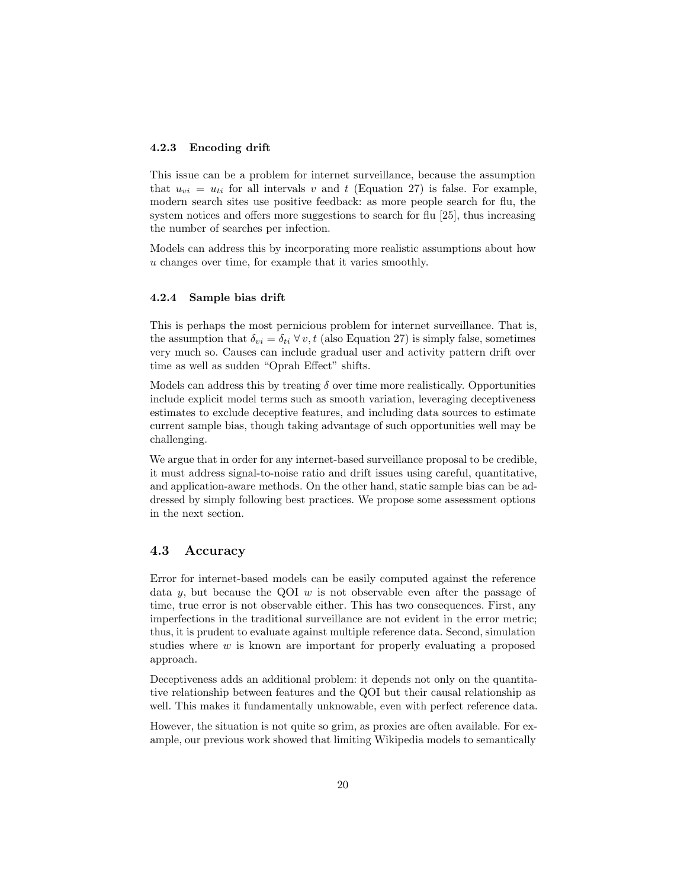#### 4.2.3 Encoding drift

This issue can be a problem for internet surveillance, because the assumption that $u_{vi} = u_{ti}$ for all intervals $v$ and $t$ (Equation 27) is false. For example, modern search sites use positive feedback: as more people search for flu, the system notices and offers more suggestions to search for flu [25], thus increasing the number of searches per infection.

Models can address this by incorporating more realistic assumptions about how $u$ changes over time, for example that it varies smoothly.

#### 4.2.4 Sample bias drift

This is perhaps the most pernicious problem for internet surveillance. That is, the assumption that $\delta_{vi} = \delta_{ti} \; \forall \, v, t$ (also Equation 27) is simply false, sometimes very much so. Causes can include gradual user and activity pattern drift over time as well as sudden "Oprah Effect" shifts.

Models can address this by treating $\delta$ over time more realistically. Opportunities include explicit model terms such as smooth variation, leveraging deceptiveness estimates to exclude deceptive features, and including data sources to estimate current sample bias, though taking advantage of such opportunities well may be challenging.

We argue that in order for any internet-based surveillance proposal to be credible, it must address signal-to-noise ratio and drift issues using careful, quantitative, and application-aware methods. On the other hand, static sample bias can be addressed by simply following best practices. We propose some assessment options in the next section.

### 4.3 Accuracy

Error for internet-based models can be easily computed against the reference data $y$, but because the QOI $w$ is not observable even after the passage of time, true error is not observable either. This has two consequences. First, any imperfections in the traditional surveillance are not evident in the error metric; thus, it is prudent to evaluate against multiple reference data. Second, simulation studies where $w$ is known are important for properly evaluating a proposed approach.

Deceptiveness adds an additional problem: it depends not only on the quantitative relationship between features and the QOI but their causal relationship as well. This makes it fundamentally unknowable, even with perfect reference data.

However, the situation is not quite so grim, as proxies are often available. For example, our previous work showed that limiting Wikipedia models to semantically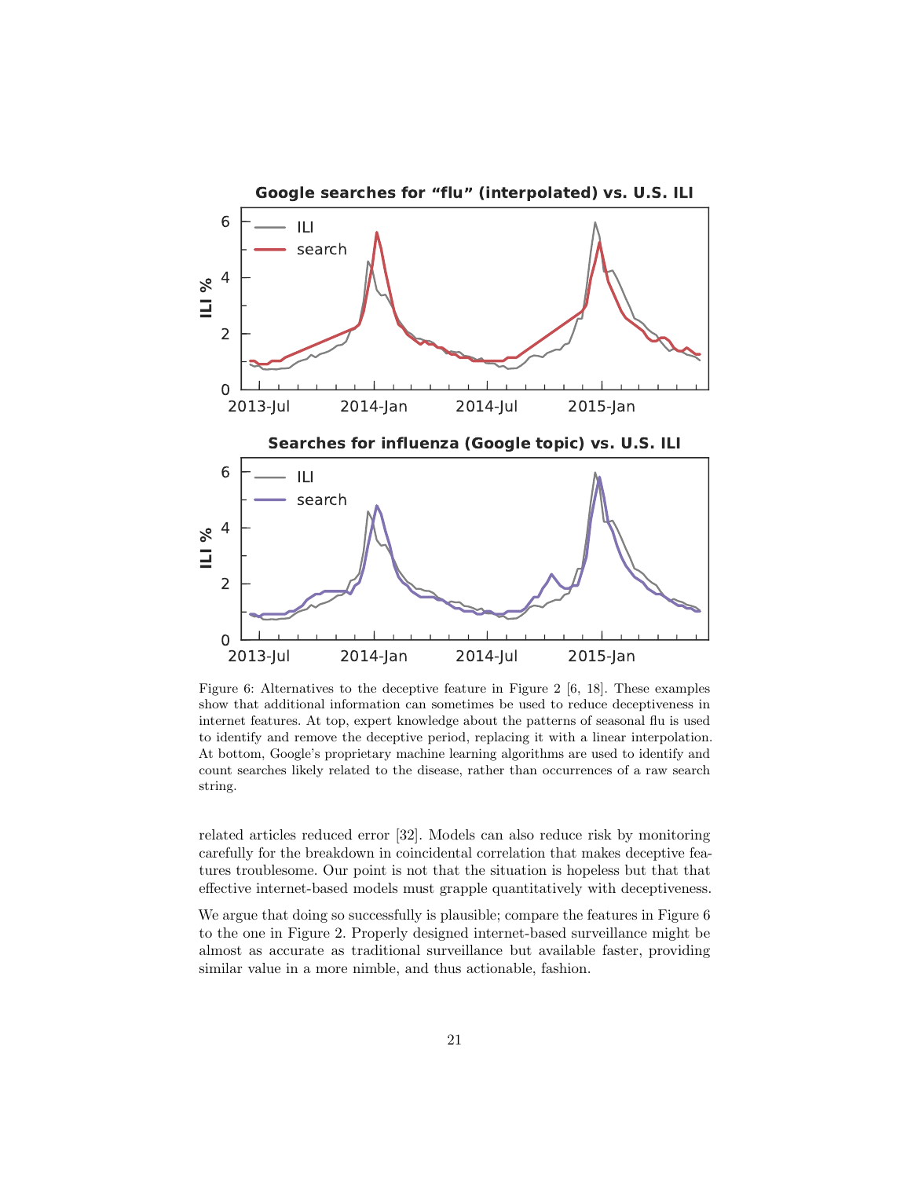Figure 6: Alternatives to the deceptive feature in Figure 2 [6, 18]. These examples show that additional information can sometimes be used to reduce deceptiveness in internet features. At top, expert knowledge about the patterns of seasonal flu is used to identify and remove the deceptive period, replacing it with a linear interpolation. At bottom, Google's proprietary machine learning algorithms are used to identify and count searches likely related to the disease, rather than occurrences of a raw search string.

related articles reduced error [32]. Models can also reduce risk by monitoring carefully for the breakdown in coincidental correlation that makes deceptive features troublesome. Our point is not that the situation is hopeless but that that effective internet-based models must grapple quantitatively with deceptiveness.

We argue that doing so successfully is plausible; compare the features in Figure 6 to the one in Figure 2. Properly designed internet-based surveillance might be almost as accurate as traditional surveillance but available faster, providing similar value in a more nimble, and thus actionable, fashion.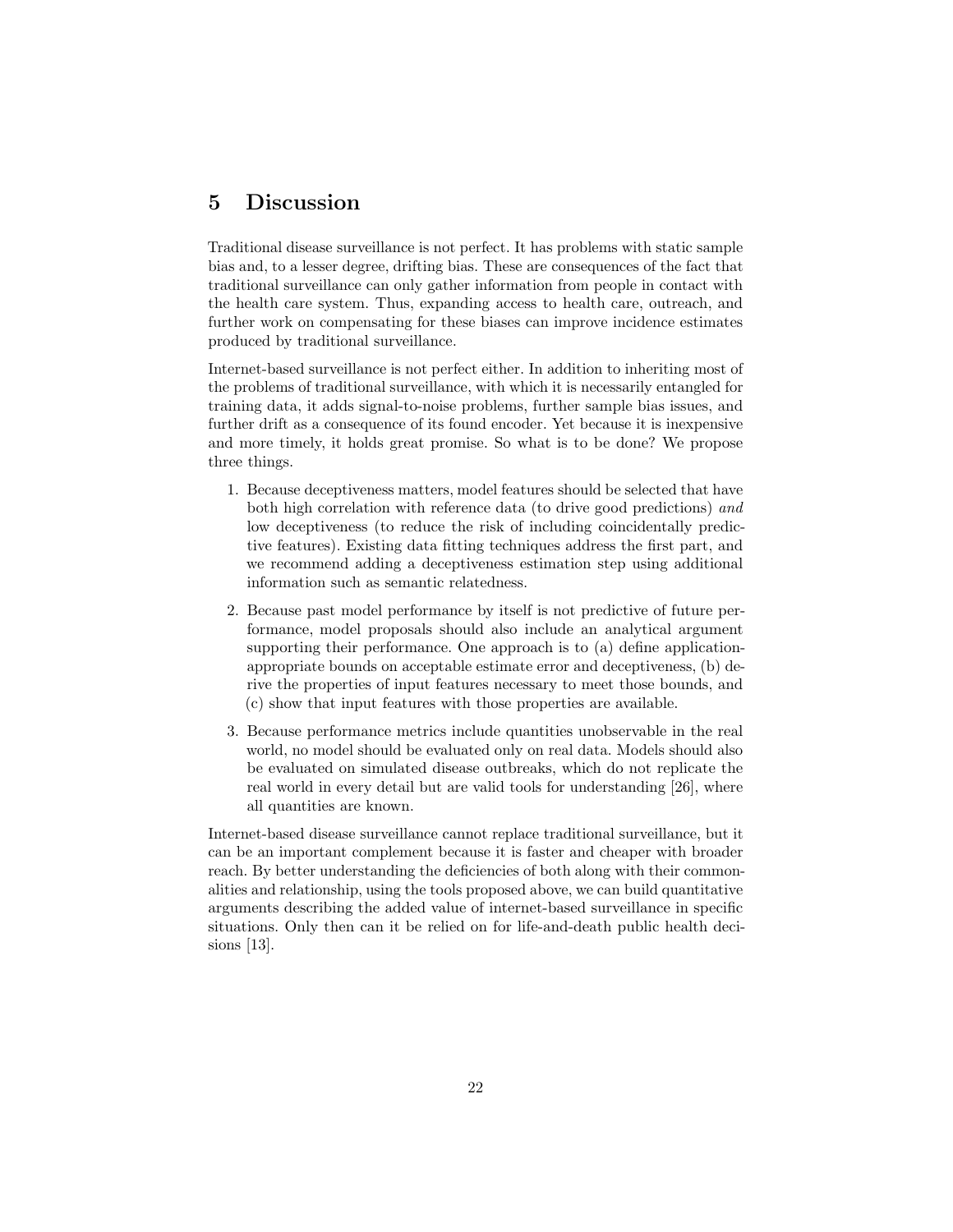## 5 Discussion

Traditional disease surveillance is not perfect. It has problems with static sample bias and, to a lesser degree, drifting bias. These are consequences of the fact that traditional surveillance can only gather information from people in contact with the health care system. Thus, expanding access to health care, outreach, and further work on compensating for these biases can improve incidence estimates produced by traditional surveillance.

Internet-based surveillance is not perfect either. In addition to inheriting most of the problems of traditional surveillance, with which it is necessarily entangled for training data, it adds signal-to-noise problems, further sample bias issues, and further drift as a consequence of its found encoder. Yet because it is inexpensive and more timely, it holds great promise. So what is to be done? We propose three things.

1. Because deceptiveness matters, model features should be selected that have both high correlation with reference data (to drive good predictions) *and* low deceptiveness (to reduce the risk of including coincidentally predictive features). Existing data fitting techniques address the first part, and we recommend adding a deceptiveness estimation step using additional information such as semantic relatedness.
2. Because past model performance by itself is not predictive of future performance, model proposals should also include an analytical argument supporting their performance. One approach is to (a) define application-appropriate bounds on acceptable estimate error and deceptiveness, (b) derive the properties of input features necessary to meet those bounds, and (c) show that input features with those properties are available.
3. Because performance metrics include quantities unobservable in the real world, no model should be evaluated only on real data. Models should also be evaluated on simulated disease outbreaks, which do not replicate the real world in every detail but are valid tools for understanding [26], where all quantities are known.

Internet-based disease surveillance cannot replace traditional surveillance, but it can be an important complement because it is faster and cheaper with broader reach. By better understanding the deficiencies of both along with their commonalities and relationship, using the tools proposed above, we can build quantitative arguments describing the added value of internet-based surveillance in specific situations. Only then can it be relied on for life-and-death public health decisions [13].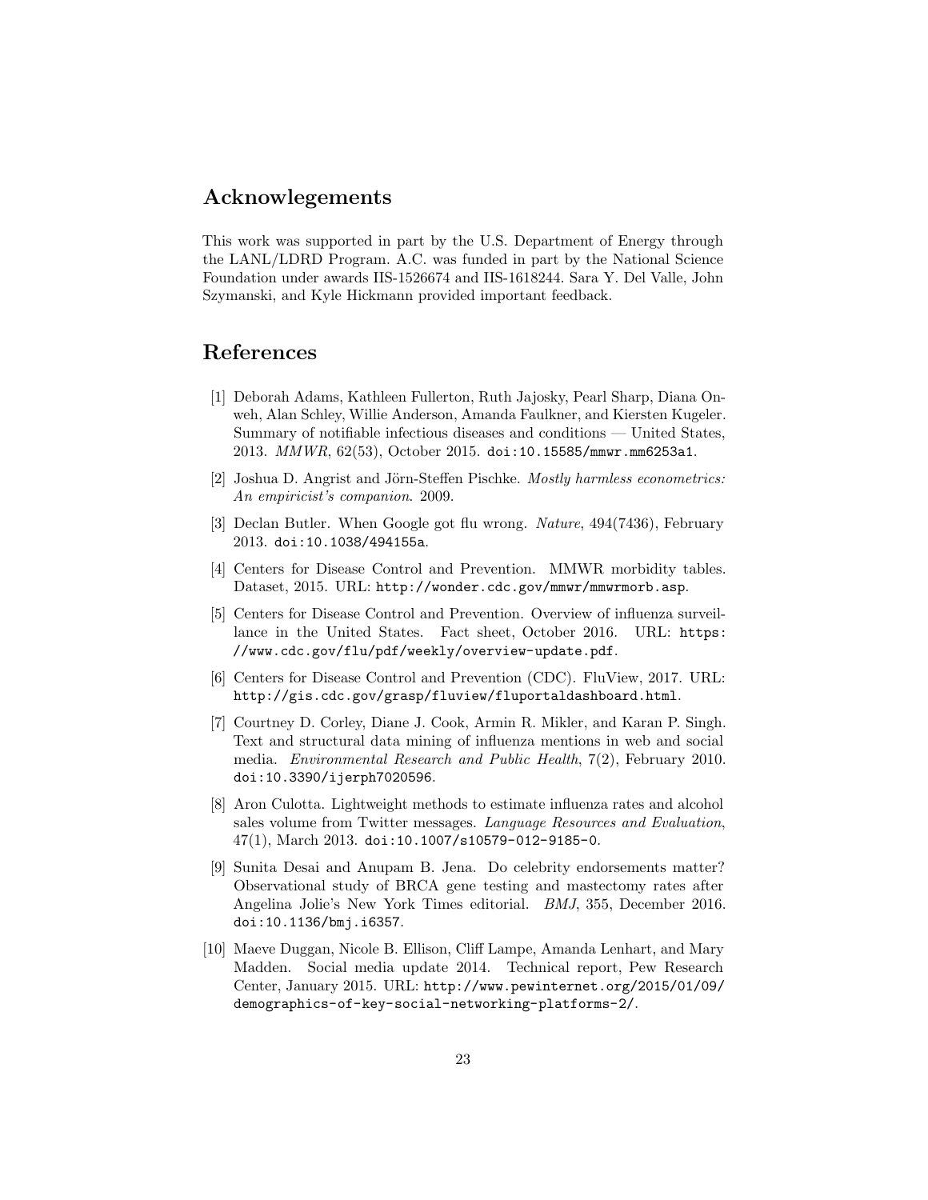## Acknowlegements

This work was supported in part by the U.S. Department of Energy through the LANL/LDRD Program. A.C. was funded in part by the National Science Foundation under awards IIS-1526674 and IIS-1618244. Sara Y. Del Valle, John Szymanski, and Kyle Hickmann provided important feedback.

## References

[1] Deborah Adams, Kathleen Fullerton, Ruth Jajosky, Pearl Sharp, Diana Onweh, Alan Schley, Willie Anderson, Amanda Faulkner, and Kiersten Kugeler. Summary of notifiable infectious diseases and conditions — United States, 2013. *MMWR*, 62(53), October 2015. `doi:10.15585/mmwr.mm6253a1`.

[2] Joshua D. Angrist and Jörn-Steffen Pischke. *Mostly harmless econometrics: An empiricist's companion*. 2009.

[3] Declan Butler. When Google got flu wrong. *Nature*, 494(7436), February 2013. `doi:10.1038/494155a`.

[4] Centers for Disease Control and Prevention. MMWR morbidity tables. Dataset, 2015. URL: `http://wonder.cdc.gov/mmwr/mmwrmorb.asp`.

[5] Centers for Disease Control and Prevention. Overview of influenza surveillance in the United States. Fact sheet, October 2016. URL: `https://www.cdc.gov/flu/pdf/weekly/overview-update.pdf`.

[6] Centers for Disease Control and Prevention (CDC). FluView, 2017. URL: `http://gis.cdc.gov/grasp/fluview/fluportaldashboard.html`.

[7] Courtney D. Corley, Diane J. Cook, Armin R. Mikler, and Karan P. Singh. Text and structural data mining of influenza mentions in web and social media. *Environmental Research and Public Health*, 7(2), February 2010. `doi:10.3390/ijerph7020596`.

[8] Aron Culotta. Lightweight methods to estimate influenza rates and alcohol sales volume from Twitter messages. *Language Resources and Evaluation*, 47(1), March 2013. `doi:10.1007/s10579-012-9185-0`.

[9] Sunita Desai and Anupam B. Jena. Do celebrity endorsements matter? Observational study of BRCA gene testing and mastectomy rates after Angelina Jolie's New York Times editorial. *BMJ*, 355, December 2016. `doi:10.1136/bmj.i6357`.

[10] Maeve Duggan, Nicole B. Ellison, Cliff Lampe, Amanda Lenhart, and Mary Madden. Social media update 2014. Technical report, Pew Research Center, January 2015. URL: `http://www.pewinternet.org/2015/01/09/demographics-of-key-social-networking-platforms-2/`.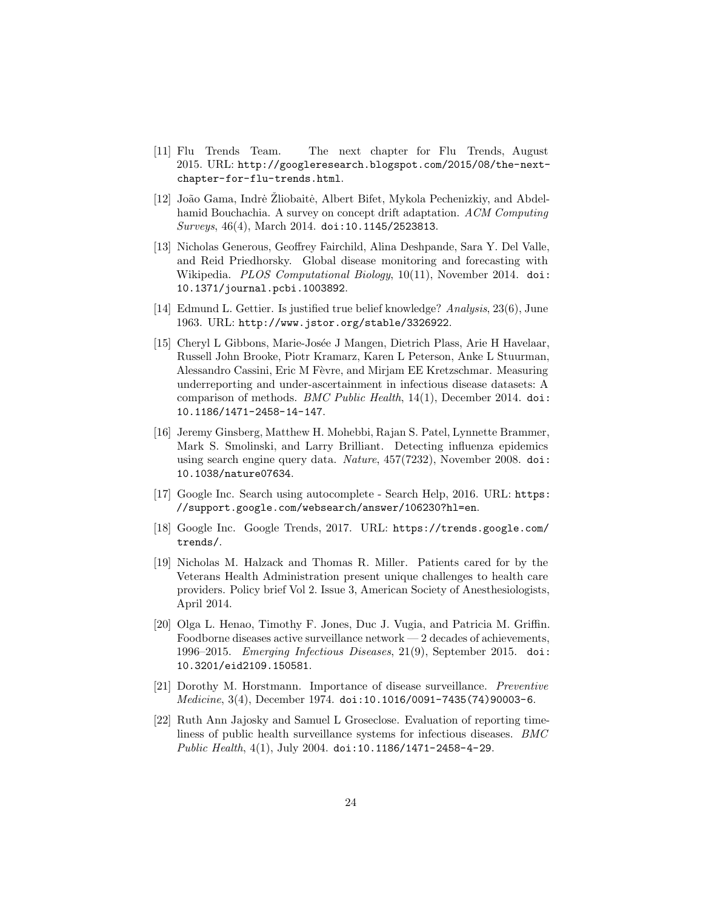[11] Flu Trends Team. The next chapter for Flu Trends, August 2015. URL: http://googleresearch.blogspot.com/2015/08/the-next-chapter-for-flu-trends.html.

[12] João Gama, Indrė Žliobaitė, Albert Bifet, Mykola Pechenizkiy, and Abdelhamid Bouchachia. A survey on concept drift adaptation. *ACM Computing Surveys*, 46(4), March 2014. doi:10.1145/2523813.

[13] Nicholas Generous, Geoffrey Fairchild, Alina Deshpande, Sara Y. Del Valle, and Reid Priedhorsky. Global disease monitoring and forecasting with Wikipedia. *PLOS Computational Biology*, 10(11), November 2014. doi:10.1371/journal.pcbi.1003892.

[14] Edmund L. Gettier. Is justified true belief knowledge? *Analysis*, 23(6), June 1963. URL: http://www.jstor.org/stable/3326922.

[15] Cheryl L Gibbons, Marie-Josée J Mangen, Dietrich Plass, Arie H Havelaar, Russell John Brooke, Piotr Kramarz, Karen L Peterson, Anke L Stuurman, Alessandro Cassini, Eric M Fèvre, and Mirjam EE Kretzschmar. Measuring underreporting and under-ascertainment in infectious disease datasets: A comparison of methods. *BMC Public Health*, 14(1), December 2014. doi:10.1186/1471-2458-14-147.

[16] Jeremy Ginsberg, Matthew H. Mohebbi, Rajan S. Patel, Lynnette Brammer, Mark S. Smolinski, and Larry Brilliant. Detecting influenza epidemics using search engine query data. *Nature*, 457(7232), November 2008. doi:10.1038/nature07634.

[17] Google Inc. Search using autocomplete - Search Help, 2016. URL: https://support.google.com/websearch/answer/106230?hl=en.

[18] Google Inc. Google Trends, 2017. URL: https://trends.google.com/trends/.

[19] Nicholas M. Halzack and Thomas R. Miller. Patients cared for by the Veterans Health Administration present unique challenges to health care providers. Policy brief Vol 2. Issue 3, American Society of Anesthesiologists, April 2014.

[20] Olga L. Henao, Timothy F. Jones, Duc J. Vugia, and Patricia M. Griffin. Foodborne diseases active surveillance network — 2 decades of achievements, 1996–2015. *Emerging Infectious Diseases*, 21(9), September 2015. doi:10.3201/eid2109.150581.

[21] Dorothy M. Horstmann. Importance of disease surveillance. *Preventive Medicine*, 3(4), December 1974. doi:10.1016/0091-7435(74)90003-6.

[22] Ruth Ann Jajosky and Samuel L Groseclose. Evaluation of reporting timeliness of public health surveillance systems for infectious diseases. *BMC Public Health*, 4(1), July 2004. doi:10.1186/1471-2458-4-29.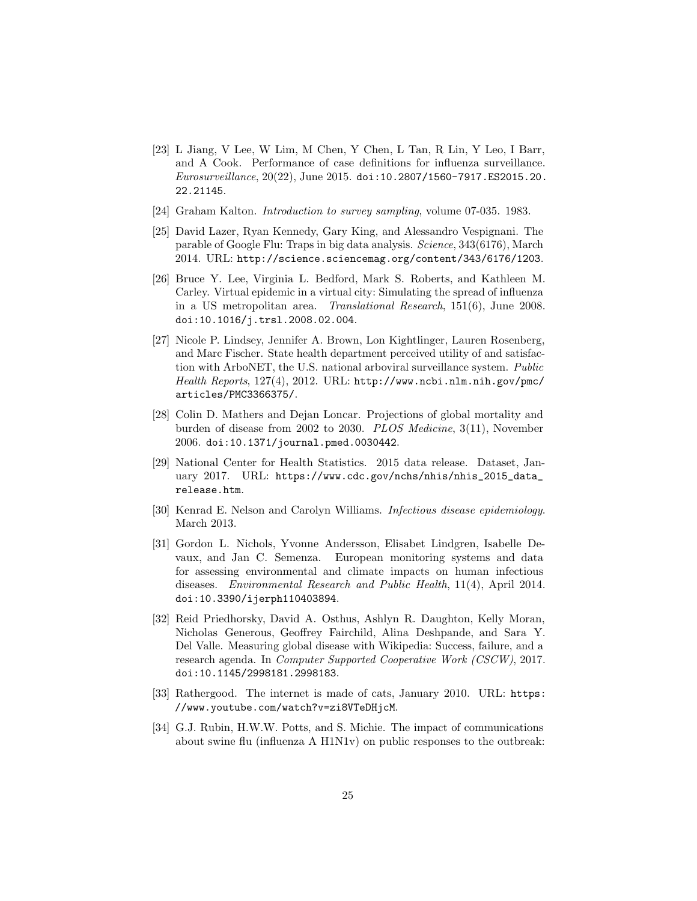[23] L Jiang, V Lee, W Lim, M Chen, Y Chen, L Tan, R Lin, Y Leo, I Barr, and A Cook. Performance of case definitions for influenza surveillance. *Eurosurveillance*, 20(22), June 2015. doi:10.2807/1560-7917.ES2015.20.22.21145.

[24] Graham Kalton. *Introduction to survey sampling*, volume 07-035. 1983.

[25] David Lazer, Ryan Kennedy, Gary King, and Alessandro Vespignani. The parable of Google Flu: Traps in big data analysis. *Science*, 343(6176), March 2014. URL: http://science.sciencemag.org/content/343/6176/1203.

[26] Bruce Y. Lee, Virginia L. Bedford, Mark S. Roberts, and Kathleen M. Carley. Virtual epidemic in a virtual city: Simulating the spread of influenza in a US metropolitan area. *Translational Research*, 151(6), June 2008. doi:10.1016/j.trsl.2008.02.004.

[27] Nicole P. Lindsey, Jennifer A. Brown, Lon Kightlinger, Lauren Rosenberg, and Marc Fischer. State health department perceived utility of and satisfaction with ArboNET, the U.S. national arboviral surveillance system. *Public Health Reports*, 127(4), 2012. URL: http://www.ncbi.nlm.nih.gov/pmc/articles/PMC3366375/.

[28] Colin D. Mathers and Dejan Loncar. Projections of global mortality and burden of disease from 2002 to 2030. *PLOS Medicine*, 3(11), November 2006. doi:10.1371/journal.pmed.0030442.

[29] National Center for Health Statistics. 2015 data release. Dataset, January 2017. URL: https://www.cdc.gov/nchs/nhis/nhis_2015_data_release.htm.

[30] Kenrad E. Nelson and Carolyn Williams. *Infectious disease epidemiology*. March 2013.

[31] Gordon L. Nichols, Yvonne Andersson, Elisabet Lindgren, Isabelle Devaux, and Jan C. Semenza. European monitoring systems and data for assessing environmental and climate impacts on human infectious diseases. *Environmental Research and Public Health*, 11(4), April 2014. doi:10.3390/ijerph110403894.

[32] Reid Priedhorsky, David A. Osthus, Ashlyn R. Daughton, Kelly Moran, Nicholas Generous, Geoffrey Fairchild, Alina Deshpande, and Sara Y. Del Valle. Measuring global disease with Wikipedia: Success, failure, and a research agenda. In *Computer Supported Cooperative Work (CSCW)*, 2017. doi:10.1145/2998181.2998183.

[33] Rathergood. The internet is made of cats, January 2010. URL: https://www.youtube.com/watch?v=zi8VTeDHjcM.

[34] G.J. Rubin, H.W.W. Potts, and S. Michie. The impact of communications about swine flu (influenza A H1N1v) on public responses to the outbreak: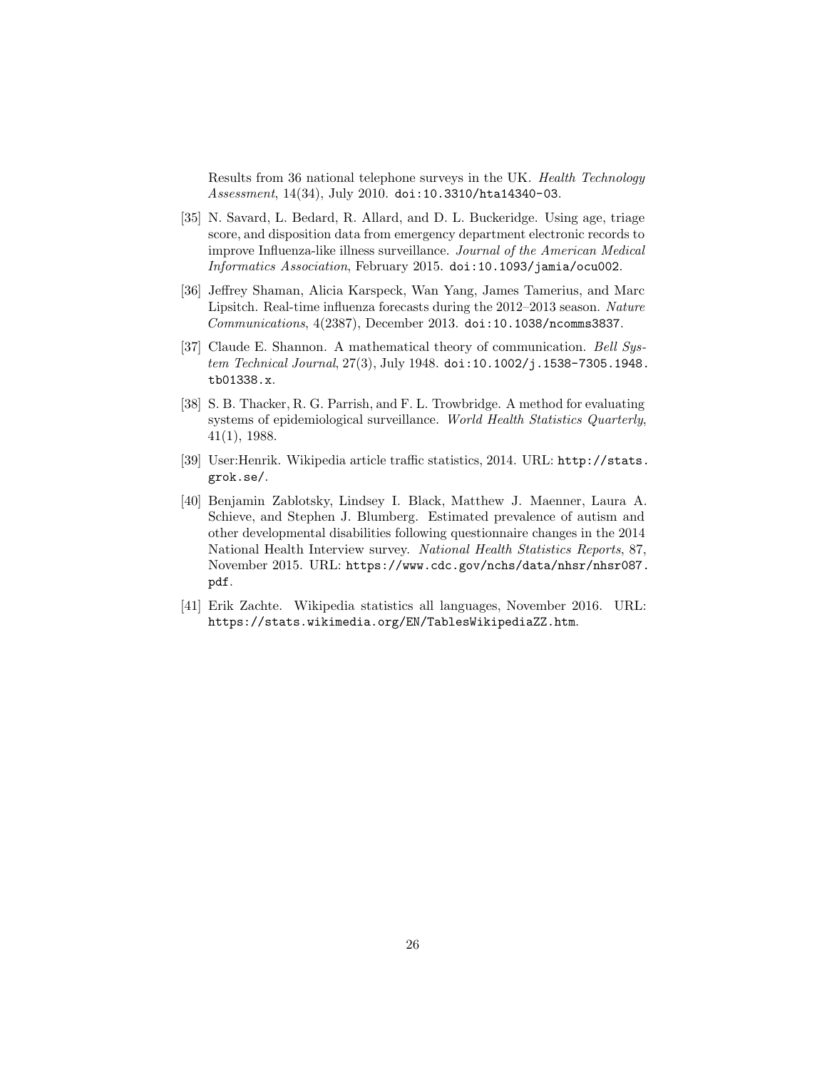Results from 36 national telephone surveys in the UK. *Health Technology Assessment*, 14(34), July 2010. doi:10.3310/hta14340-03.

[35] N. Savard, L. Bedard, R. Allard, and D. L. Buckeridge. Using age, triage score, and disposition data from emergency department electronic records to improve Influenza-like illness surveillance. *Journal of the American Medical Informatics Association*, February 2015. doi:10.1093/jamia/ocu002.

[36] Jeffrey Shaman, Alicia Karspeck, Wan Yang, James Tamerius, and Marc Lipsitch. Real-time influenza forecasts during the 2012–2013 season. *Nature Communications*, 4(2387), December 2013. doi:10.1038/ncomms3837.

[37] Claude E. Shannon. A mathematical theory of communication. *Bell System Technical Journal*, 27(3), July 1948. doi:10.1002/j.1538-7305.1948.tb01338.x.

[38] S. B. Thacker, R. G. Parrish, and F. L. Trowbridge. A method for evaluating systems of epidemiological surveillance. *World Health Statistics Quarterly*, 41(1), 1988.

[39] User:Henrik. Wikipedia article traffic statistics, 2014. URL: http://stats.grok.se/.

[40] Benjamin Zablotsky, Lindsey I. Black, Matthew J. Maenner, Laura A. Schieve, and Stephen J. Blumberg. Estimated prevalence of autism and other developmental disabilities following questionnaire changes in the 2014 National Health Interview survey. *National Health Statistics Reports*, 87, November 2015. URL: https://www.cdc.gov/nchs/data/nhsr/nhsr087.pdf.

[41] Erik Zachte. Wikipedia statistics all languages, November 2016. URL: https://stats.wikimedia.org/EN/TablesWikipediaZZ.htm.